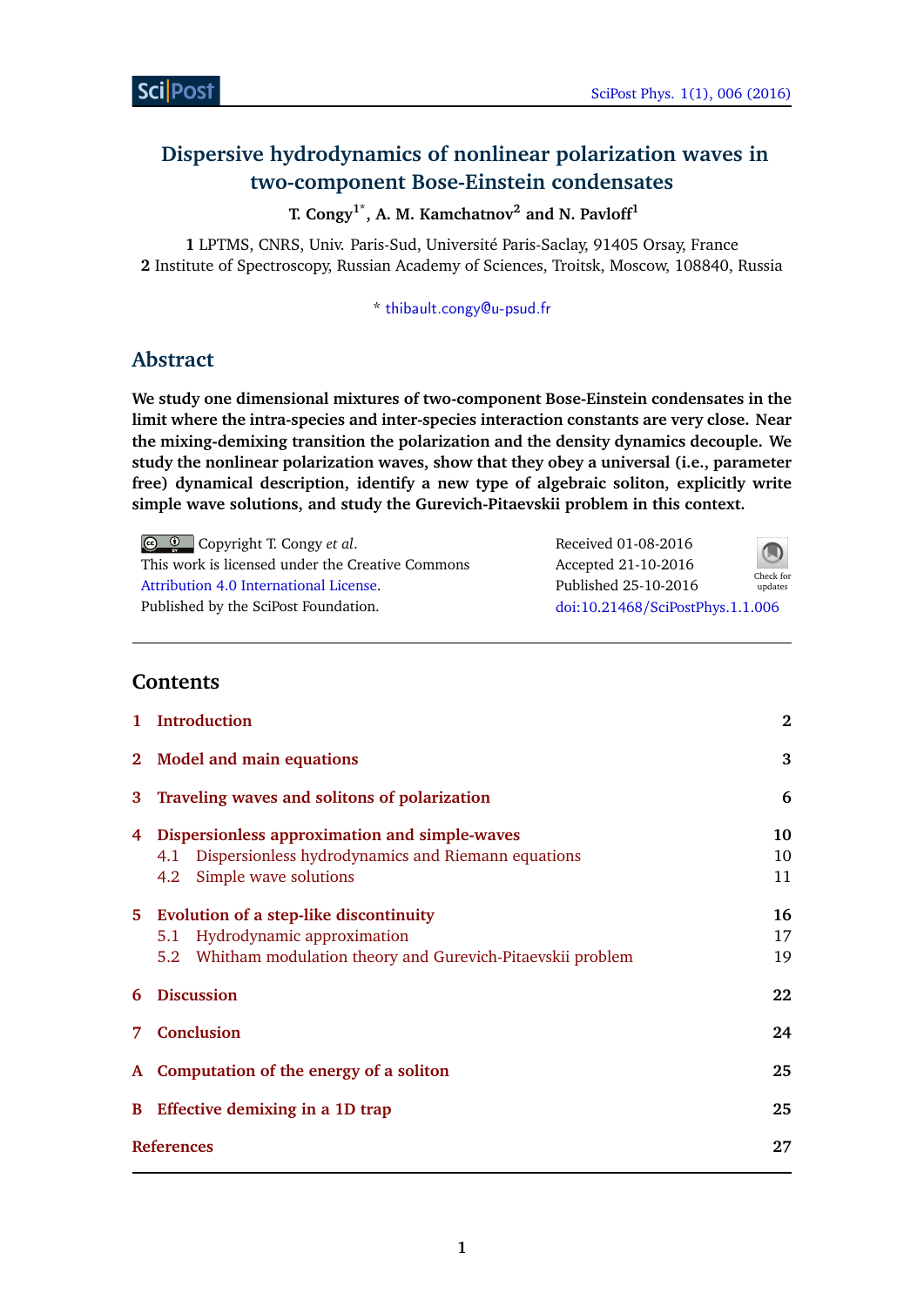# Dispersive hydrodynamics of nonlinear polarization waves in two-component Bose-Einstein condensates

**T. Congy[1*], A. M. Kamchatnov[2] and N. Pavloff[1]**

**1** LPTMS, CNRS, Univ. Paris-Sud, Université Paris-Saclay, 91405 Orsay, France
**2** Institute of Spectroscopy, Russian Academy of Sciences, Troitsk, Moscow, 108840, Russia

* thibault.congy@u-psud.fr

## Abstract

**We study one dimensional mixtures of two-component Bose-Einstein condensates in the limit where the intra-species and inter-species interaction constants are very close. Near the mixing-demixing transition the polarization and the density dynamics decouple. We study the nonlinear polarization waves, show that they obey a universal (i.e., parameter free) dynamical description, identify a new type of algebraic soliton, explicitly write simple wave solutions, and study the Gurevich-Pitaevskii problem in this context.**

Copyright T. Congy *et al*.
This work is licensed under the Creative Commons Attribution 4.0 International License.
Published by the SciPost Foundation.

Received 01-08-2016
Accepted 21-10-2016
Published 25-10-2016
doi:10.21468/SciPostPhys.1.1.006

## Contents

1 Introduction 2
2 Model and main equations 3
3 Traveling waves and solitons of polarization 6
4 Dispersionless approximation and simple-waves 10
  4.1 Dispersionless hydrodynamics and Riemann equations 10
  4.2 Simple wave solutions 11
5 Evolution of a step-like discontinuity 16
  5.1 Hydrodynamic approximation 17
  5.2 Whitham modulation theory and Gurevich-Pitaevskii problem 19
6 Discussion 22
7 Conclusion 24
A Computation of the energy of a soliton 25
B Effective demixing in a 1D trap 25
References 27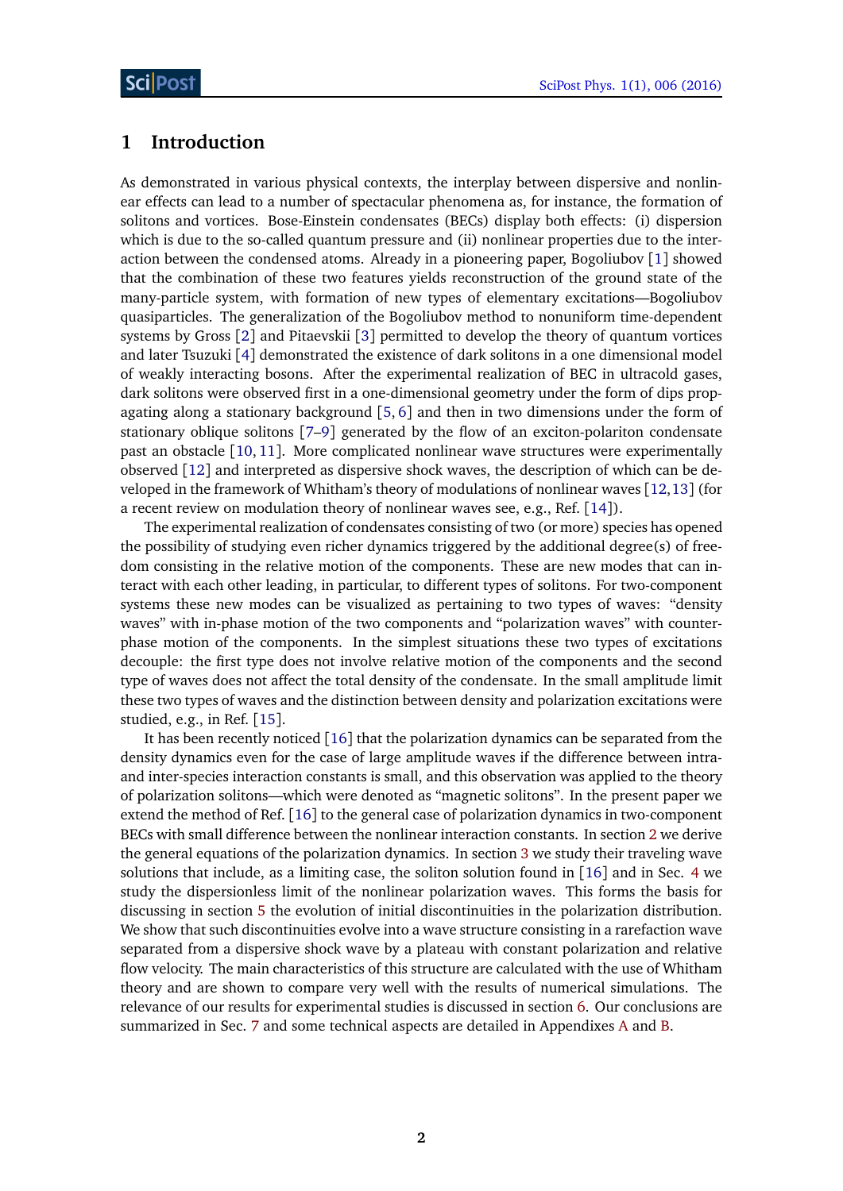# 1 Introduction

As demonstrated in various physical contexts, the interplay between dispersive and nonlinear effects can lead to a number of spectacular phenomena as, for instance, the formation of solitons and vortices. Bose-Einstein condensates (BECs) display both effects: (i) dispersion which is due to the so-called quantum pressure and (ii) nonlinear properties due to the interaction between the condensed atoms. Already in a pioneering paper, Bogoliubov [1] showed that the combination of these two features yields reconstruction of the ground state of the many-particle system, with formation of new types of elementary excitations—Bogoliubov quasiparticles. The generalization of the Bogoliubov method to nonuniform time-dependent systems by Gross [2] and Pitaevskii [3] permitted to develop the theory of quantum vortices and later Tsuzuki [4] demonstrated the existence of dark solitons in a one dimensional model of weakly interacting bosons. After the experimental realization of BEC in ultracold gases, dark solitons were observed first in a one-dimensional geometry under the form of dips propagating along a stationary background [5, 6] and then in two dimensions under the form of stationary oblique solitons [7–9] generated by the flow of an exciton-polariton condensate past an obstacle [10, 11]. More complicated nonlinear wave structures were experimentally observed [12] and interpreted as dispersive shock waves, the description of which can be developed in the framework of Whitham's theory of modulations of nonlinear waves [12, 13] (for a recent review on modulation theory of nonlinear waves see, e.g., Ref. [14]).

The experimental realization of condensates consisting of two (or more) species has opened the possibility of studying even richer dynamics triggered by the additional degree(s) of freedom consisting in the relative motion of the components. These are new modes that can interact with each other leading, in particular, to different types of solitons. For two-component systems these new modes can be visualized as pertaining to two types of waves: "density waves" with in-phase motion of the two components and "polarization waves" with counterphase motion of the components. In the simplest situations these two types of excitations decouple: the first type does not involve relative motion of the components and the second type of waves does not affect the total density of the condensate. In the small amplitude limit these two types of waves and the distinction between density and polarization excitations were studied, e.g., in Ref. [15].

It has been recently noticed [16] that the polarization dynamics can be separated from the density dynamics even for the case of large amplitude waves if the difference between intra- and inter-species interaction constants is small, and this observation was applied to the theory of polarization solitons—which were denoted as "magnetic solitons". In the present paper we extend the method of Ref. [16] to the general case of polarization dynamics in two-component BECs with small difference between the nonlinear interaction constants. In section 2 we derive the general equations of the polarization dynamics. In section 3 we study their traveling wave solutions that include, as a limiting case, the soliton solution found in [16] and in Sec. 4 we study the dispersionless limit of the nonlinear polarization waves. This forms the basis for discussing in section 5 the evolution of initial discontinuities in the polarization distribution. We show that such discontinuities evolve into a wave structure consisting in a rarefaction wave separated from a dispersive shock wave by a plateau with constant polarization and relative flow velocity. The main characteristics of this structure are calculated with the use of Whitham theory and are shown to compare very well with the results of numerical simulations. The relevance of our results for experimental studies is discussed in section 6. Our conclusions are summarized in Sec. 7 and some technical aspects are detailed in Appendixes A and B.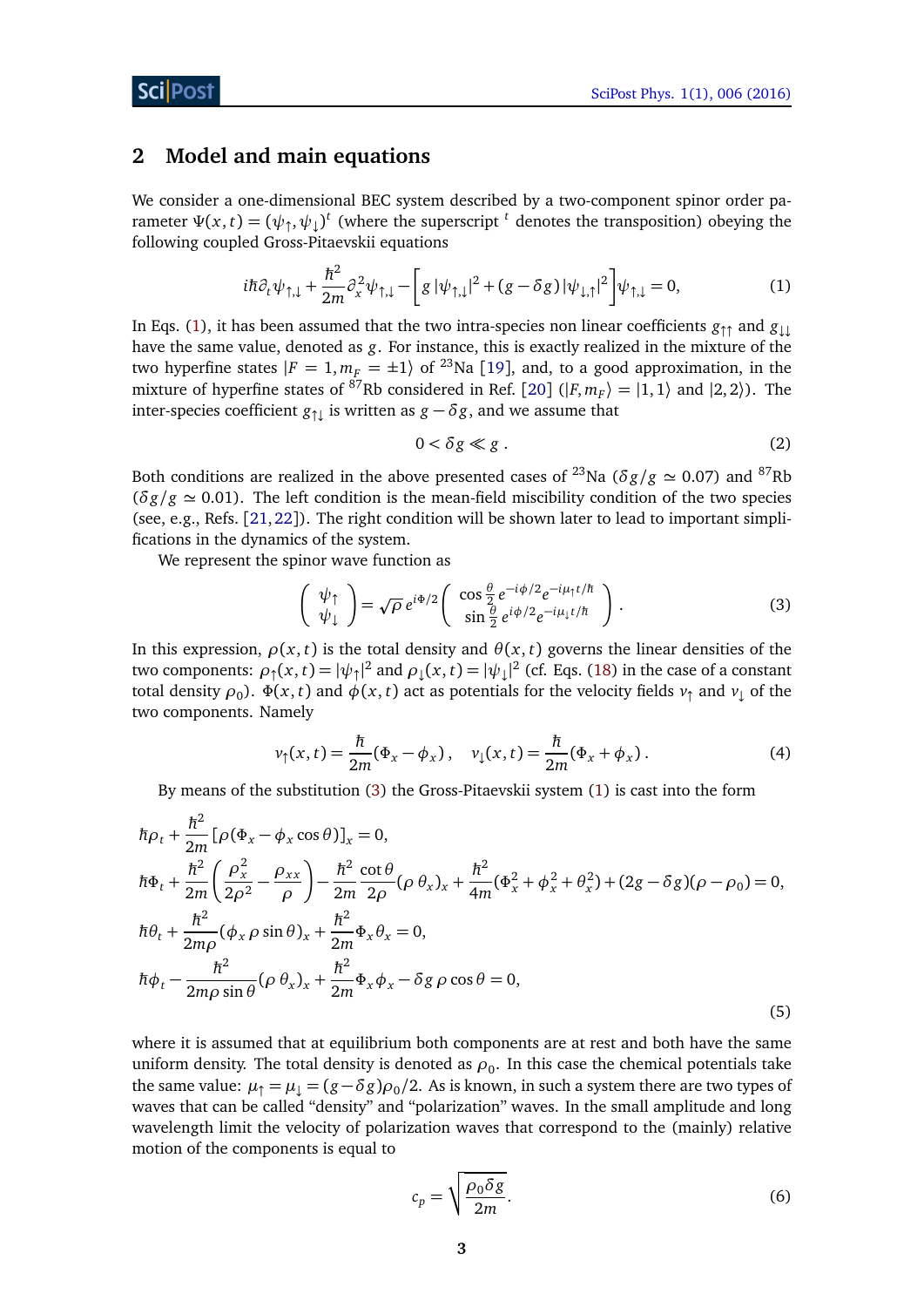## 2 Model and main equations

We consider a one-dimensional BEC system described by a two-component spinor order parameter $\Psi(x,t) = (\psi_\uparrow, \psi_\downarrow)^t$ (where the superscript $^t$ denotes the transposition) obeying the following coupled Gross-Pitaevskii equations

$$i\hbar\partial_t\psi_{\uparrow,\downarrow} + \frac{\hbar^2}{2m}\partial_x^2\psi_{\uparrow,\downarrow} - \Big[g\,|\psi_{\uparrow,\downarrow}|^2 + (g-\delta g)\,|\psi_{\downarrow,\uparrow}|^2\Big]\psi_{\uparrow,\downarrow} = 0, \tag{1}$$

In Eqs. (1), it has been assumed that the two intra-species non linear coefficients $g_{\uparrow\uparrow}$ and $g_{\downarrow\downarrow}$ have the same value, denoted as $g$. For instance, this is exactly realized in the mixture of the two hyperfine states $|F=1, m_F=\pm 1\rangle$ of $^{23}$Na [19], and, to a good approximation, in the mixture of hyperfine states of $^{87}$Rb considered in Ref. [20] ($|F, m_F\rangle = |1,1\rangle$ and $|2,2\rangle$). The inter-species coefficient $g_{\uparrow\downarrow}$ is written as $g - \delta g$, and we assume that

$$0 < \delta g \ll g\,. \tag{2}$$

Both conditions are realized in the above presented cases of $^{23}$Na ($\delta g/g \simeq 0.07$) and $^{87}$Rb ($\delta g/g \simeq 0.01$). The left condition is the mean-field miscibility condition of the two species (see, e.g., Refs. [21, 22]). The right condition will be shown later to lead to important simplifications in the dynamics of the system.

We represent the spinor wave function as

$$\begin{pmatrix} \psi_\uparrow \\ \psi_\downarrow \end{pmatrix} = \sqrt{\rho}\, e^{i\Phi/2} \begin{pmatrix} \cos\frac{\theta}{2}\, e^{-i\phi/2} e^{-i\mu_\uparrow t/\hbar} \\ \sin\frac{\theta}{2}\, e^{i\phi/2} e^{-i\mu_\downarrow t/\hbar} \end{pmatrix}. \tag{3}$$

In this expression, $\rho(x,t)$ is the total density and $\theta(x,t)$ governs the linear densities of the two components: $\rho_\uparrow(x,t) = |\psi_\uparrow|^2$ and $\rho_\downarrow(x,t) = |\psi_\downarrow|^2$ (cf. Eqs. (18) in the case of a constant total density $\rho_0$). $\Phi(x,t)$ and $\phi(x,t)$ act as potentials for the velocity fields $v_\uparrow$ and $v_\downarrow$ of the two components. Namely

$$v_\uparrow(x,t) = \frac{\hbar}{2m}(\Phi_x - \phi_x)\,, \quad v_\downarrow(x,t) = \frac{\hbar}{2m}(\Phi_x + \phi_x)\,. \tag{4}$$

By means of the substitution (3) the Gross-Pitaevskii system (1) is cast into the form

$$\begin{aligned}
&\hbar\rho_t + \frac{\hbar^2}{2m}\left[\rho(\Phi_x - \phi_x\cos\theta)\right]_x = 0,\\
&\hbar\Phi_t + \frac{\hbar^2}{2m}\left(\frac{\rho_x^2}{2\rho^2} - \frac{\rho_{xx}}{\rho}\right) - \frac{\hbar^2}{2m}\frac{\cot\theta}{2\rho}(\rho\,\theta_x)_x + \frac{\hbar^2}{4m}(\Phi_x^2 + \phi_x^2 + \theta_x^2) + (2g - \delta g)(\rho - \rho_0) = 0,\\
&\hbar\theta_t + \frac{\hbar^2}{2m\rho}(\phi_x\,\rho\sin\theta)_x + \frac{\hbar^2}{2m}\Phi_x\theta_x = 0,\\
&\hbar\phi_t - \frac{\hbar^2}{2m\rho\sin\theta}(\rho\,\theta_x)_x + \frac{\hbar^2}{2m}\Phi_x\phi_x - \delta g\,\rho\cos\theta = 0,
\end{aligned} \tag{5}$$

where it is assumed that at equilibrium both components are at rest and both have the same uniform density. The total density is denoted as $\rho_0$. In this case the chemical potentials take the same value: $\mu_\uparrow = \mu_\downarrow = (g - \delta g)\rho_0/2$. As is known, in such a system there are two types of waves that can be called "density" and "polarization" waves. In the small amplitude and long wavelength limit the velocity of polarization waves that correspond to the (mainly) relative motion of the components is equal to

$$c_p = \sqrt{\frac{\rho_0\,\delta g}{2m}}. \tag{6}$$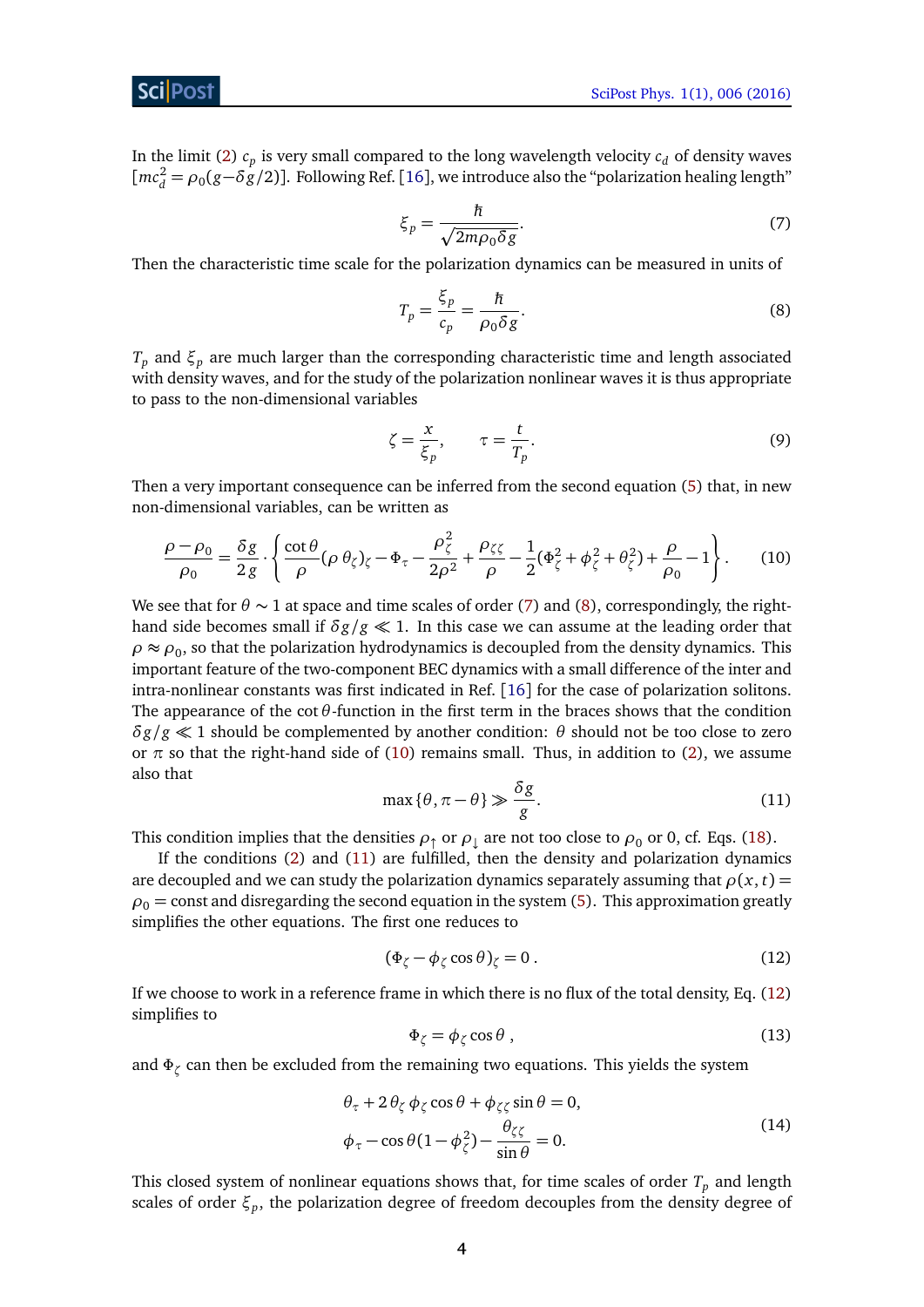In the limit (2) $c_p$ is very small compared to the long wavelength velocity $c_d$ of density waves $[mc_d^2 = \rho_0(g - \delta g/2)]$. Following Ref. [16], we introduce also the "polarization healing length"

$$\xi_p = \frac{\hbar}{\sqrt{2m\rho_0\delta g}}. \tag{7}$$

Then the characteristic time scale for the polarization dynamics can be measured in units of

$$T_p = \frac{\xi_p}{c_p} = \frac{\hbar}{\rho_0 \delta g}. \tag{8}$$

$T_p$ and $\xi_p$ are much larger than the corresponding characteristic time and length associated with density waves, and for the study of the polarization nonlinear waves it is thus appropriate to pass to the non-dimensional variables

$$\zeta = \frac{x}{\xi_p}, \qquad \tau = \frac{t}{T_p}. \tag{9}$$

Then a very important consequence can be inferred from the second equation (5) that, in new non-dimensional variables, can be written as

$$\frac{\rho - \rho_0}{\rho_0} = \frac{\delta g}{2g} \cdot \left\{ \frac{\cot\theta}{\rho}(\rho\,\theta_\zeta)_\zeta - \Phi_\tau - \frac{\rho_\zeta^2}{2\rho^2} + \frac{\rho_{\zeta\zeta}}{\rho} - \frac{1}{2}(\Phi_\zeta^2 + \phi_\zeta^2 + \theta_\zeta^2) + \frac{\rho}{\rho_0} - 1 \right\}. \tag{10}$$

We see that for $\theta \sim 1$ at space and time scales of order (7) and (8), correspondingly, the right-hand side becomes small if $\delta g/g \ll 1$. In this case we can assume at the leading order that $\rho \approx \rho_0$, so that the polarization hydrodynamics is decoupled from the density dynamics. This important feature of the two-component BEC dynamics with a small difference of the inter and intra-nonlinear constants was first indicated in Ref. [16] for the case of polarization solitons. The appearance of the $\cot\theta$-function in the first term in the braces shows that the condition $\delta g/g \ll 1$ should be complemented by another condition: $\theta$ should not be too close to zero or $\pi$ so that the right-hand side of (10) remains small. Thus, in addition to (2), we assume also that

$$\max\{\theta, \pi - \theta\} \gg \frac{\delta g}{g}. \tag{11}$$

This condition implies that the densities $\rho_\uparrow$ or $\rho_\downarrow$ are not too close to $\rho_0$ or 0, cf. Eqs. (18).

If the conditions (2) and (11) are fulfilled, then the density and polarization dynamics are decoupled and we can study the polarization dynamics separately assuming that $\rho(x,t) = \rho_0 = \text{const}$ and disregarding the second equation in the system (5). This approximation greatly simplifies the other equations. The first one reduces to

$$(\Phi_\zeta - \phi_\zeta \cos\theta)_\zeta = 0\,. \tag{12}$$

If we choose to work in a reference frame in which there is no flux of the total density, Eq. (12) simplifies to

$$\Phi_\zeta = \phi_\zeta \cos\theta\,, \tag{13}$$

and $\Phi_\zeta$ can then be excluded from the remaining two equations. This yields the system

$$\begin{aligned} &\theta_\tau + 2\,\theta_\zeta\,\phi_\zeta \cos\theta + \phi_{\zeta\zeta}\sin\theta = 0, \\ &\phi_\tau - \cos\theta(1 - \phi_\zeta^2) - \frac{\theta_{\zeta\zeta}}{\sin\theta} = 0. \end{aligned} \tag{14}$$

This closed system of nonlinear equations shows that, for time scales of order $T_p$ and length scales of order $\xi_p$, the polarization degree of freedom decouples from the density degree of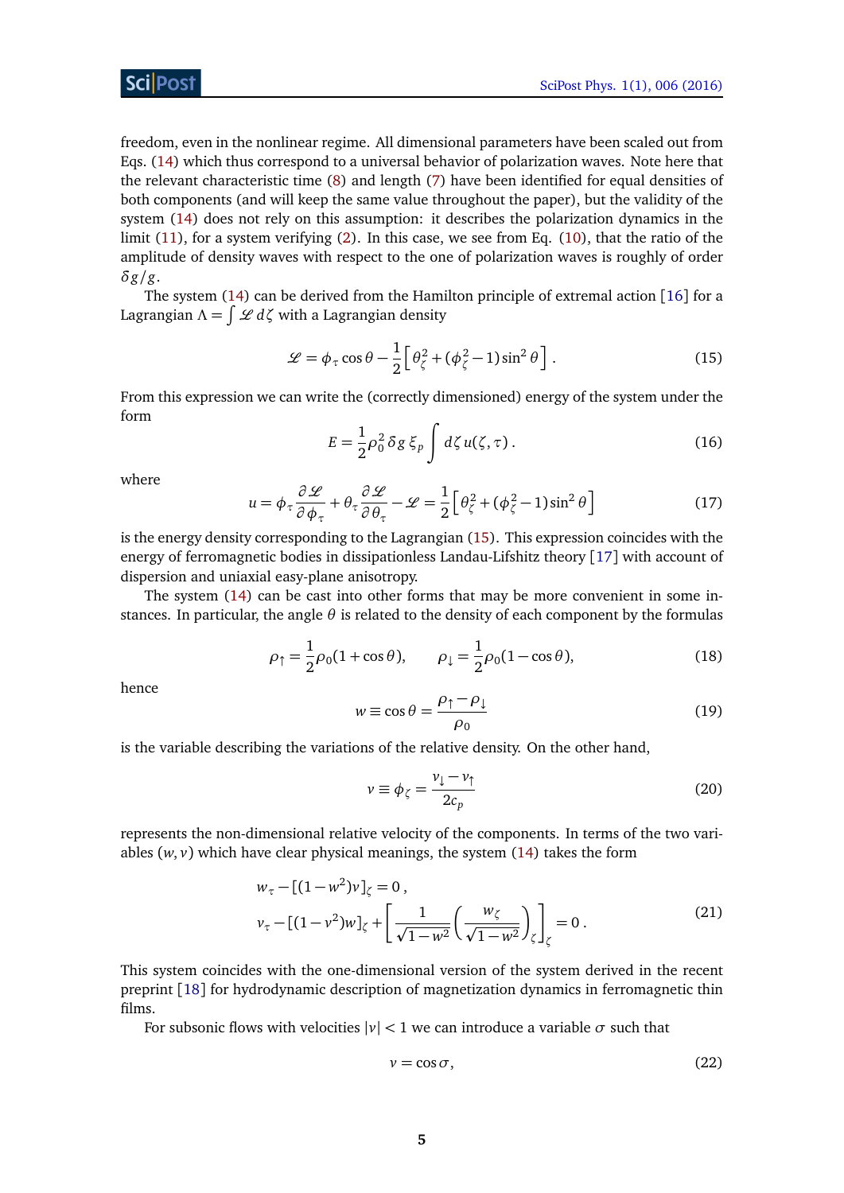freedom, even in the nonlinear regime. All dimensional parameters have been scaled out from Eqs. (14) which thus correspond to a universal behavior of polarization waves. Note here that the relevant characteristic time (8) and length (7) have been identified for equal densities of both components (and will keep the same value throughout the paper), but the validity of the system (14) does not rely on this assumption: it describes the polarization dynamics in the limit (11), for a system verifying (2). In this case, we see from Eq. (10), that the ratio of the amplitude of density waves with respect to the one of polarization waves is roughly of order $\delta g/g$.

The system (14) can be derived from the Hamilton principle of extremal action [16] for a Lagrangian $\Lambda = \int \mathscr{L}\, d\zeta$ with a Lagrangian density

$$\mathscr{L} = \phi_\tau \cos\theta - \frac{1}{2}\left[\theta_\zeta^2 + (\phi_\zeta^2 - 1)\sin^2\theta\right]. \tag{15}$$

From this expression we can write the (correctly dimensioned) energy of the system under the form

$$E = \frac{1}{2}\rho_0^2\,\delta g\,\xi_p \int d\zeta\, u(\zeta,\tau)\,. \tag{16}$$

where

$$u = \phi_\tau \frac{\partial \mathscr{L}}{\partial \phi_\tau} + \theta_\tau \frac{\partial \mathscr{L}}{\partial \theta_\tau} - \mathscr{L} = \frac{1}{2}\left[\theta_\zeta^2 + (\phi_\zeta^2 - 1)\sin^2\theta\right] \tag{17}$$

is the energy density corresponding to the Lagrangian (15). This expression coincides with the energy of ferromagnetic bodies in dissipationless Landau-Lifshitz theory [17] with account of dispersion and uniaxial easy-plane anisotropy.

The system (14) can be cast into other forms that may be more convenient in some instances. In particular, the angle $\theta$ is related to the density of each component by the formulas

$$\rho_\uparrow = \frac{1}{2}\rho_0(1+\cos\theta), \qquad \rho_\downarrow = \frac{1}{2}\rho_0(1-\cos\theta), \tag{18}$$

hence

$$w \equiv \cos\theta = \frac{\rho_\uparrow - \rho_\downarrow}{\rho_0} \tag{19}$$

is the variable describing the variations of the relative density. On the other hand,

$$v \equiv \phi_\zeta = \frac{v_\downarrow - v_\uparrow}{2c_p} \tag{20}$$

represents the non-dimensional relative velocity of the components. In terms of the two variables $(w,v)$ which have clear physical meanings, the system (14) takes the form

$$\begin{aligned}
&w_\tau - [(1-w^2)v]_\zeta = 0\,,\\
&v_\tau - [(1-v^2)w]_\zeta + \left[\frac{1}{\sqrt{1-w^2}}\left(\frac{w_\zeta}{\sqrt{1-w^2}}\right)_\zeta\right]_\zeta = 0\,.
\end{aligned} \tag{21}$$

This system coincides with the one-dimensional version of the system derived in the recent preprint [18] for hydrodynamic description of magnetization dynamics in ferromagnetic thin films.

For subsonic flows with velocities $|v| < 1$ we can introduce a variable $\sigma$ such that

$$v = \cos\sigma, \tag{22}$$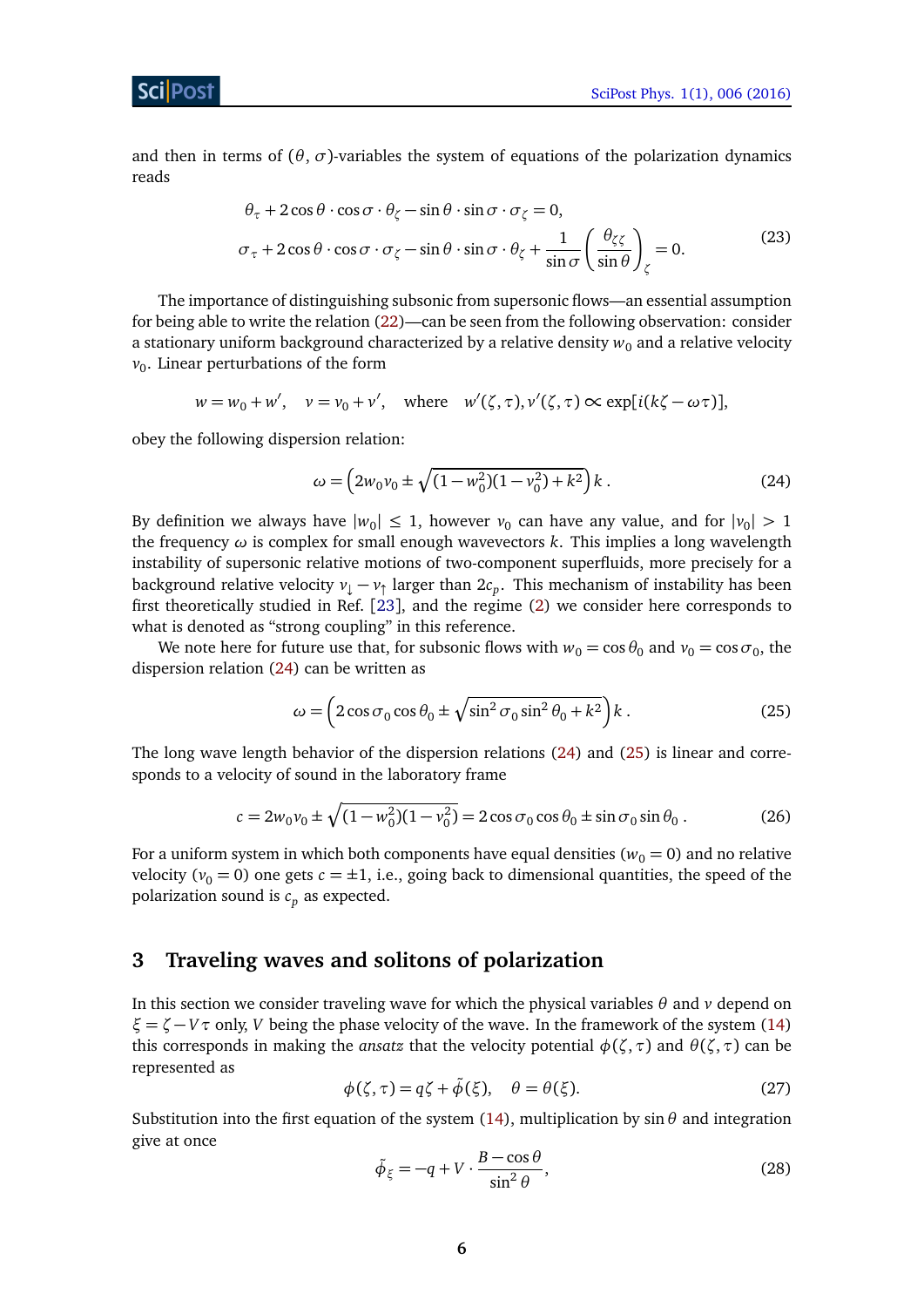and then in terms of $(\theta, \sigma)$-variables the system of equations of the polarization dynamics reads

$$
\begin{aligned}
&\theta_\tau + 2\cos\theta \cdot \cos\sigma \cdot \theta_\zeta - \sin\theta \cdot \sin\sigma \cdot \sigma_\zeta = 0,\\
&\sigma_\tau + 2\cos\theta \cdot \cos\sigma \cdot \sigma_\zeta - \sin\theta \cdot \sin\sigma \cdot \theta_\zeta + \frac{1}{\sin\sigma}\left(\frac{\theta_{\zeta\zeta}}{\sin\theta}\right)_\zeta = 0.
\end{aligned} \tag{23}
$$

The importance of distinguishing subsonic from supersonic flows—an essential assumption for being able to write the relation (22)—can be seen from the following observation: consider a stationary uniform background characterized by a relative density $w_0$ and a relative velocity $v_0$. Linear perturbations of the form

$$
w = w_0 + w', \quad v = v_0 + v', \quad \text{where} \quad w'(\zeta,\tau), v'(\zeta,\tau) \propto \exp[i(k\zeta - \omega\tau)],
$$

obey the following dispersion relation:

$$
\omega = \left(2w_0 v_0 \pm \sqrt{(1-w_0^2)(1-v_0^2) + k^2}\right) k \,. \tag{24}
$$

By definition we always have $|w_0| \leq 1$, however $v_0$ can have any value, and for $|v_0| > 1$ the frequency $\omega$ is complex for small enough wavevectors $k$. This implies a long wavelength instability of supersonic relative motions of two-component superfluids, more precisely for a background relative velocity $v_\downarrow - v_\uparrow$ larger than $2c_p$. This mechanism of instability has been first theoretically studied in Ref. [23], and the regime (2) we consider here corresponds to what is denoted as "strong coupling" in this reference.

We note here for future use that, for subsonic flows with $w_0 = \cos\theta_0$ and $v_0 = \cos\sigma_0$, the dispersion relation (24) can be written as

$$
\omega = \left(2\cos\sigma_0 \cos\theta_0 \pm \sqrt{\sin^2\sigma_0 \sin^2\theta_0 + k^2}\right) k \,. \tag{25}
$$

The long wave length behavior of the dispersion relations (24) and (25) is linear and corresponds to a velocity of sound in the laboratory frame

$$
c = 2w_0 v_0 \pm \sqrt{(1-w_0^2)(1-v_0^2)} = 2\cos\sigma_0\cos\theta_0 \pm \sin\sigma_0 \sin\theta_0 \,. \tag{26}
$$

For a uniform system in which both components have equal densities ($w_0 = 0$) and no relative velocity ($v_0 = 0$) one gets $c = \pm 1$, i.e., going back to dimensional quantities, the speed of the polarization sound is $c_p$ as expected.

## 3 Traveling waves and solitons of polarization

In this section we consider traveling wave for which the physical variables $\theta$ and $v$ depend on $\xi = \zeta - V\tau$ only, $V$ being the phase velocity of the wave. In the framework of the system (14) this corresponds in making the *ansatz* that the velocity potential $\phi(\zeta,\tau)$ and $\theta(\zeta,\tau)$ can be represented as

$$
\phi(\zeta,\tau) = q\zeta + \tilde{\phi}(\xi), \quad \theta = \theta(\xi). \tag{27}
$$

Substitution into the first equation of the system (14), multiplication by $\sin\theta$ and integration give at once

$$
\tilde{\phi}_\xi = -q + V \cdot \frac{B - \cos\theta}{\sin^2\theta}, \tag{28}
$$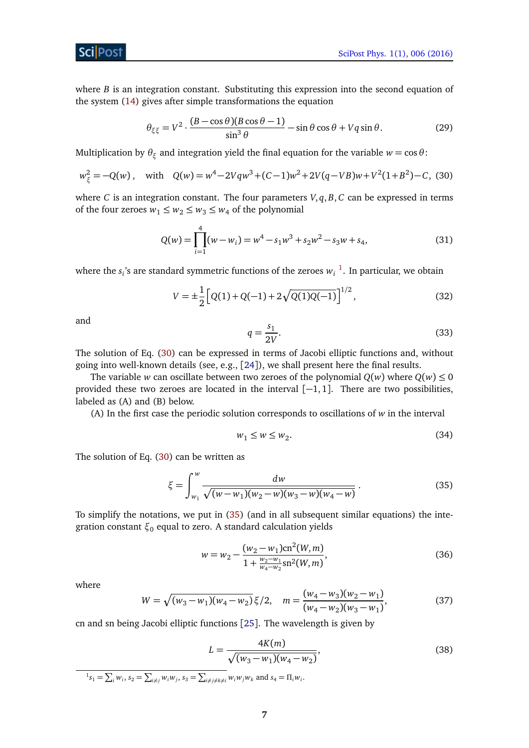where $B$ is an integration constant. Substituting this expression into the second equation of the system (14) gives after simple transformations the equation

$$\theta_{\xi\xi} = V^2 \cdot \frac{(B - \cos\theta)(B\cos\theta - 1)}{\sin^3\theta} - \sin\theta\cos\theta + Vq\sin\theta . \tag{29}$$

Multiplication by $\theta_\xi$ and integration yield the final equation for the variable $w = \cos\theta$:

$$w_\xi^2 = -Q(w), \quad \text{with} \quad Q(w) = w^4 - 2Vqw^3 + (C-1)w^2 + 2V(q - VB)w + V^2(1+B^2) - C, \tag{30}$$

where $C$ is an integration constant. The four parameters $V, q, B, C$ can be expressed in terms of the four zeroes $w_1 \le w_2 \le w_3 \le w_4$ of the polynomial

$$Q(w) = \prod_{i=1}^{4}(w - w_i) = w^4 - s_1 w^3 + s_2 w^2 - s_3 w + s_4, \tag{31}$$

where the $s_i$'s are standard symmetric functions of the zeroes $w_i$ [1]. In particular, we obtain

$$V = \pm\frac{1}{2}\left[Q(1) + Q(-1) + 2\sqrt{Q(1)Q(-1)}\right]^{1/2}, \tag{32}$$

and

$$q = \frac{s_1}{2V}. \tag{33}$$

The solution of Eq. (30) can be expressed in terms of Jacobi elliptic functions and, without going into well-known details (see, e.g., [24]), we shall present here the final results.

The variable $w$ can oscillate between two zeroes of the polynomial $Q(w)$ where $Q(w) \le 0$ provided these two zeroes are located in the interval $[-1, 1]$. There are two possibilities, labeled as (A) and (B) below.

(A) In the first case the periodic solution corresponds to oscillations of $w$ in the interval

$$w_1 \le w \le w_2. \tag{34}$$

The solution of Eq. (30) can be written as

$$\xi = \int_{w_1}^{w} \frac{dw}{\sqrt{(w - w_1)(w_2 - w)(w_3 - w)(w_4 - w)}} . \tag{35}$$

To simplify the notations, we put in (35) (and in all subsequent similar equations) the integration constant $\xi_0$ equal to zero. A standard calculation yields

$$w = w_2 - \frac{(w_2 - w_1)\mathrm{cn}^2(W, m)}{1 + \frac{w_2 - w_1}{w_4 - w_2}\mathrm{sn}^2(W, m)}, \tag{36}$$

where

$$W = \sqrt{(w_3 - w_1)(w_4 - w_2)}\,\xi/2, \quad m = \frac{(w_4 - w_3)(w_2 - w_1)}{(w_4 - w_2)(w_3 - w_1)}, \tag{37}$$

cn and sn being Jacobi elliptic functions [25]. The wavelength is given by

$$L = \frac{4K(m)}{\sqrt{(w_3 - w_1)(w_4 - w_2)}}, \tag{38}$$

---

[1] $s_1 = \sum_i w_i$, $s_2 = \sum_{i \ne j} w_i w_j$, $s_3 = \sum_{i \ne j \ne k \ne i} w_i w_j w_k$ and $s_4 = \Pi_i w_i$.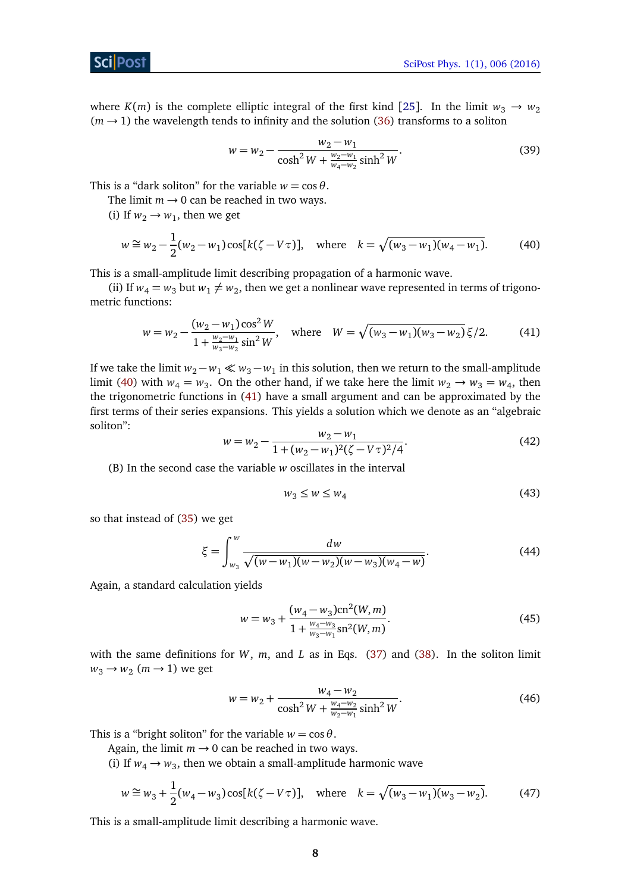where $K(m)$ is the complete elliptic integral of the first kind [25]. In the limit $w_3 \to w_2$ ($m \to 1$) the wavelength tends to infinity and the solution (36) transforms to a soliton

$$w = w_2 - \frac{w_2 - w_1}{\cosh^2 W + \frac{w_2 - w_1}{w_4 - w_2}\sinh^2 W}. \tag{39}$$

This is a "dark soliton" for the variable $w = \cos\theta$.

The limit $m \to 0$ can be reached in two ways.

(i) If $w_2 \to w_1$, then we get

$$w \cong w_2 - \frac{1}{2}(w_2 - w_1)\cos[k(\zeta - V\tau)], \quad \text{where} \quad k = \sqrt{(w_3 - w_1)(w_4 - w_1)}. \tag{40}$$

This is a small-amplitude limit describing propagation of a harmonic wave.

(ii) If $w_4 = w_3$ but $w_1 \neq w_2$, then we get a nonlinear wave represented in terms of trigonometric functions:

$$w = w_2 - \frac{(w_2 - w_1)\cos^2 W}{1 + \frac{w_2 - w_1}{w_3 - w_2}\sin^2 W}, \quad \text{where} \quad W = \sqrt{(w_3 - w_1)(w_3 - w_2)}\,\xi/2. \tag{41}$$

If we take the limit $w_2 - w_1 \ll w_3 - w_1$ in this solution, then we return to the small-amplitude limit (40) with $w_4 = w_3$. On the other hand, if we take here the limit $w_2 \to w_3 = w_4$, then the trigonometric functions in (41) have a small argument and can be approximated by the first terms of their series expansions. This yields a solution which we denote as an "algebraic soliton":

$$w = w_2 - \frac{w_2 - w_1}{1 + (w_2 - w_1)^2(\zeta - V\tau)^2/4}. \tag{42}$$

(B) In the second case the variable $w$ oscillates in the interval

$$w_3 \le w \le w_4 \tag{43}$$

so that instead of (35) we get

$$\xi = \int_{w_3}^{w} \frac{dw}{\sqrt{(w - w_1)(w - w_2)(w - w_3)(w_4 - w)}}. \tag{44}$$

Again, a standard calculation yields

$$w = w_3 + \frac{(w_4 - w_3)\mathrm{cn}^2(W, m)}{1 + \frac{w_4 - w_3}{w_3 - w_1}\mathrm{sn}^2(W, m)}. \tag{45}$$

with the same definitions for $W$, $m$, and $L$ as in Eqs. (37) and (38). In the soliton limit $w_3 \to w_2$ ($m \to 1$) we get

$$w = w_2 + \frac{w_4 - w_2}{\cosh^2 W + \frac{w_4 - w_2}{w_2 - w_1}\sinh^2 W}. \tag{46}$$

This is a "bright soliton" for the variable $w = \cos\theta$.

Again, the limit $m \to 0$ can be reached in two ways.

(i) If $w_4 \to w_3$, then we obtain a small-amplitude harmonic wave

$$w \cong w_3 + \frac{1}{2}(w_4 - w_3)\cos[k(\zeta - V\tau)], \quad \text{where} \quad k = \sqrt{(w_3 - w_1)(w_3 - w_2)}. \tag{47}$$

This is a small-amplitude limit describing a harmonic wave.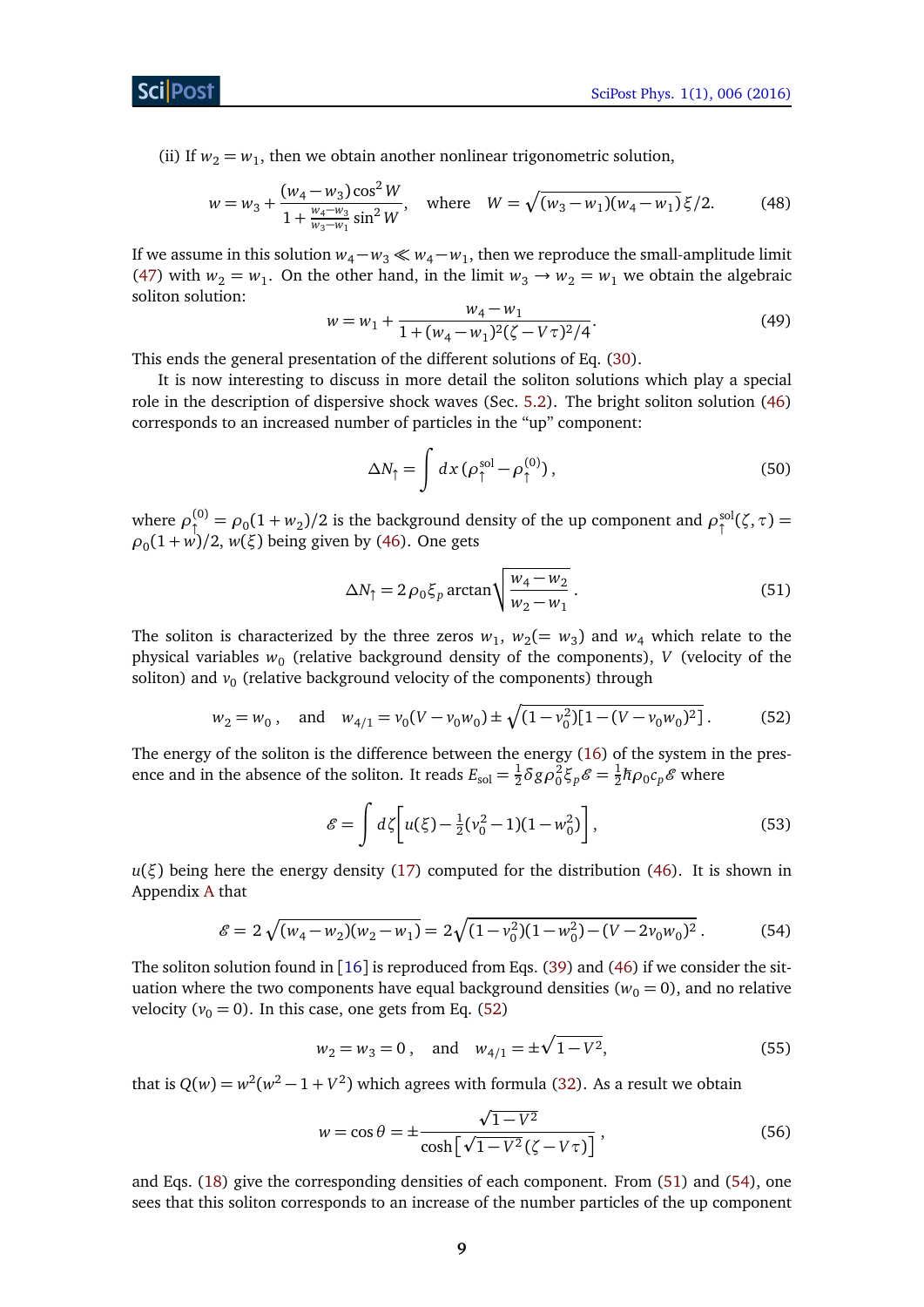(ii) If $w_2 = w_1$, then we obtain another nonlinear trigonometric solution,

$$w = w_3 + \frac{(w_4 - w_3)\cos^2 W}{1 + \frac{w_4 - w_3}{w_3 - w_1}\sin^2 W}, \quad \text{where} \quad W = \sqrt{(w_3 - w_1)(w_4 - w_1)}\,\xi/2. \tag{48}$$

If we assume in this solution $w_4 - w_3 \ll w_4 - w_1$, then we reproduce the small-amplitude limit (47) with $w_2 = w_1$. On the other hand, in the limit $w_3 \to w_2 = w_1$ we obtain the algebraic soliton solution:

$$w = w_1 + \frac{w_4 - w_1}{1 + (w_4 - w_1)^2(\zeta - V\tau)^2/4}. \tag{49}$$

This ends the general presentation of the different solutions of Eq. (30).

It is now interesting to discuss in more detail the soliton solutions which play a special role in the description of dispersive shock waves (Sec. 5.2). The bright soliton solution (46) corresponds to an increased number of particles in the "up" component:

$$\Delta N_\uparrow = \int dx\,(\rho_\uparrow^{\rm sol} - \rho_\uparrow^{(0)})\,, \tag{50}$$

where $\rho_\uparrow^{(0)} = \rho_0(1 + w_2)/2$ is the background density of the up component and $\rho_\uparrow^{\rm sol}(\zeta, \tau) = \rho_0(1 + w)/2$, $w(\xi)$ being given by (46). One gets

$$\Delta N_\uparrow = 2\rho_0 \xi_p \arctan\sqrt{\frac{w_4 - w_2}{w_2 - w_1}}\,. \tag{51}$$

The soliton is characterized by the three zeros $w_1$, $w_2 (= w_3)$ and $w_4$ which relate to the physical variables $w_0$ (relative background density of the components), $V$ (velocity of the soliton) and $v_0$ (relative background velocity of the components) through

$$w_2 = w_0\,, \quad \text{and} \quad w_{4/1} = v_0(V - v_0 w_0) \pm \sqrt{(1 - v_0^2)[1 - (V - v_0 w_0)^2]}\,. \tag{52}$$

The energy of the soliton is the difference between the energy (16) of the system in the presence and in the absence of the soliton. It reads $E_{\rm sol} = \frac{1}{2}\delta g \rho_0^2 \xi_p \mathscr{E} = \frac{1}{2}\hbar \rho_0 c_p \mathscr{E}$ where

$$\mathscr{E} = \int d\zeta \Big[ u(\xi) - \tfrac{1}{2}(v_0^2 - 1)(1 - w_0^2) \Big]\,, \tag{53}$$

$u(\xi)$ being here the energy density (17) computed for the distribution (46). It is shown in Appendix A that

$$\mathscr{E} = 2\sqrt{(w_4 - w_2)(w_2 - w_1)} = 2\sqrt{(1 - v_0^2)(1 - w_0^2) - (V - 2v_0 w_0)^2}\,. \tag{54}$$

The soliton solution found in [16] is reproduced from Eqs. (39) and (46) if we consider the situation where the two components have equal background densities ($w_0 = 0$), and no relative velocity ($v_0 = 0$). In this case, one gets from Eq. (52)

$$w_2 = w_3 = 0\,, \quad \text{and} \quad w_{4/1} = \pm\sqrt{1 - V^2}, \tag{55}$$

that is $Q(w) = w^2(w^2 - 1 + V^2)$ which agrees with formula (32). As a result we obtain

$$w = \cos\theta = \pm \frac{\sqrt{1 - V^2}}{\cosh\big[\sqrt{1 - V^2}(\zeta - V\tau)\big]}\,, \tag{56}$$

and Eqs. (18) give the corresponding densities of each component. From (51) and (54), one sees that this soliton corresponds to an increase of the number particles of the up component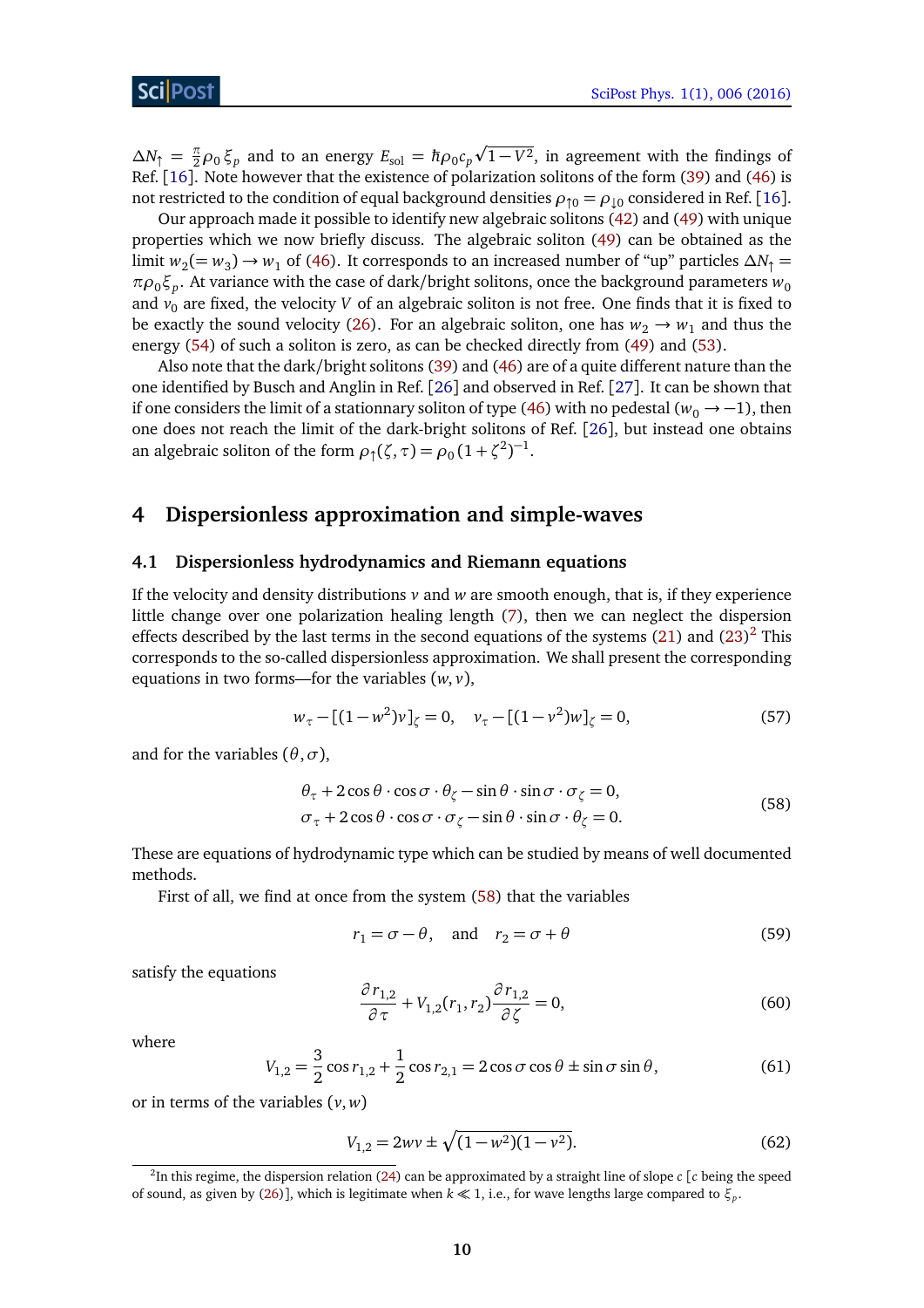$\Delta N_\uparrow = \frac{\pi}{2}\rho_0\,\xi_p$ and to an energy $E_{\rm sol} = \hbar\rho_0 c_p\sqrt{1-V^2}$, in agreement with the findings of Ref. [16]. Note however that the existence of polarization solitons of the form (39) and (46) is not restricted to the condition of equal background densities $\rho_{\uparrow 0} = \rho_{\downarrow 0}$ considered in Ref. [16].

Our approach made it possible to identify new algebraic solitons (42) and (49) with unique properties which we now briefly discuss. The algebraic soliton (49) can be obtained as the limit $w_2(=w_3) \to w_1$ of (46). It corresponds to an increased number of "up" particles $\Delta N_\uparrow = \pi\rho_0\xi_p$. At variance with the case of dark/bright solitons, once the background parameters $w_0$ and $v_0$ are fixed, the velocity $V$ of an algebraic soliton is not free. One finds that it is fixed to be exactly the sound velocity (26). For an algebraic soliton, one has $w_2 \to w_1$ and thus the energy (54) of such a soliton is zero, as can be checked directly from (49) and (53).

Also note that the dark/bright solitons (39) and (46) are of a quite different nature than the one identified by Busch and Anglin in Ref. [26] and observed in Ref. [27]. It can be shown that if one considers the limit of a stationnary soliton of type (46) with no pedestal ($w_0 \to -1$), then one does not reach the limit of the dark-bright solitons of Ref. [26], but instead one obtains an algebraic soliton of the form $\rho_\uparrow(\zeta,\tau) = \rho_0(1+\zeta^2)^{-1}$.

## 4 Dispersionless approximation and simple-waves

### 4.1 Dispersionless hydrodynamics and Riemann equations

If the velocity and density distributions $v$ and $w$ are smooth enough, that is, if they experience little change over one polarization healing length (7), then we can neglect the dispersion effects described by the last terms in the second equations of the systems (21) and (23)[2] This corresponds to the so-called dispersionless approximation. We shall present the corresponding equations in two forms—for the variables $(w, v)$,

$$w_\tau - [(1-w^2)v]_\zeta = 0, \quad v_\tau - [(1-v^2)w]_\zeta = 0, \tag{57}$$

and for the variables $(\theta, \sigma)$,

$$\begin{aligned}
&\theta_\tau + 2\cos\theta\cdot\cos\sigma\cdot\theta_\zeta - \sin\theta\cdot\sin\sigma\cdot\sigma_\zeta = 0,\\
&\sigma_\tau + 2\cos\theta\cdot\cos\sigma\cdot\sigma_\zeta - \sin\theta\cdot\sin\sigma\cdot\theta_\zeta = 0.
\end{aligned} \tag{58}$$

These are equations of hydrodynamic type which can be studied by means of well documented methods.

First of all, we find at once from the system (58) that the variables

$$r_1 = \sigma - \theta, \quad \text{and} \quad r_2 = \sigma + \theta \tag{59}$$

satisfy the equations

$$\frac{\partial r_{1,2}}{\partial \tau} + V_{1,2}(r_1, r_2)\frac{\partial r_{1,2}}{\partial \zeta} = 0, \tag{60}$$

where

$$V_{1,2} = \frac{3}{2}\cos r_{1,2} + \frac{1}{2}\cos r_{2,1} = 2\cos\sigma\cos\theta \pm \sin\sigma\sin\theta, \tag{61}$$

or in terms of the variables $(v, w)$

$$V_{1,2} = 2wv \pm \sqrt{(1-w^2)(1-v^2)}. \tag{62}$$

---

[2] In this regime, the dispersion relation (24) can be approximated by a straight line of slope $c$ [$c$ being the speed of sound, as given by (26)], which is legitimate when $k \ll 1$, i.e., for wave lengths large compared to $\xi_p$.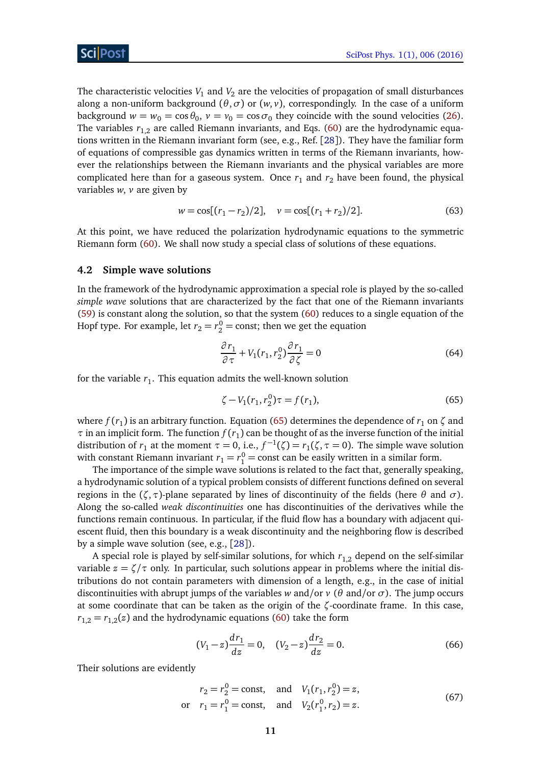The characteristic velocities $V_1$ and $V_2$ are the velocities of propagation of small disturbances along a non-uniform background $(\theta, \sigma)$ or $(w, v)$, correspondingly. In the case of a uniform background $w = w_0 = \cos\theta_0$, $v = v_0 = \cos\sigma_0$ they coincide with the sound velocities (26). The variables $r_{1,2}$ are called Riemann invariants, and Eqs. (60) are the hydrodynamic equations written in the Riemann invariant form (see, e.g., Ref. [28]). They have the familiar form of equations of compressible gas dynamics written in terms of the Riemann invariants, however the relationships between the Riemann invariants and the physical variables are more complicated here than for a gaseous system. Once $r_1$ and $r_2$ have been found, the physical variables $w, v$ are given by

$$w = \cos[(r_1 - r_2)/2], \quad v = \cos[(r_1 + r_2)/2]. \tag{63}$$

At this point, we have reduced the polarization hydrodynamic equations to the symmetric Riemann form (60). We shall now study a special class of solutions of these equations.

### 4.2 Simple wave solutions

In the framework of the hydrodynamic approximation a special role is played by the so-called *simple wave* solutions that are characterized by the fact that one of the Riemann invariants (59) is constant along the solution, so that the system (60) reduces to a single equation of the Hopf type. For example, let $r_2 = r_2^0 = \text{const}$; then we get the equation

$$\frac{\partial r_1}{\partial \tau} + V_1(r_1, r_2^0)\frac{\partial r_1}{\partial \zeta} = 0 \tag{64}$$

for the variable $r_1$. This equation admits the well-known solution

$$\zeta - V_1(r_1, r_2^0)\tau = f(r_1), \tag{65}$$

where $f(r_1)$ is an arbitrary function. Equation (65) determines the dependence of $r_1$ on $\zeta$ and $\tau$ in an implicit form. The function $f(r_1)$ can be thought of as the inverse function of the initial distribution of $r_1$ at the moment $\tau = 0$, i.e., $f^{-1}(\zeta) = r_1(\zeta, \tau = 0)$. The simple wave solution with constant Riemann invariant $r_1 = r_1^0 = \text{const}$ can be easily written in a similar form.

The importance of the simple wave solutions is related to the fact that, generally speaking, a hydrodynamic solution of a typical problem consists of different functions defined on several regions in the $(\zeta, \tau)$-plane separated by lines of discontinuity of the fields (here $\theta$ and $\sigma$). Along the so-called *weak discontinuities* one has discontinuities of the derivatives while the functions remain continuous. In particular, if the fluid flow has a boundary with adjacent quiescent fluid, then this boundary is a weak discontinuity and the neighboring flow is described by a simple wave solution (see, e.g., [28]).

A special role is played by self-similar solutions, for which $r_{1,2}$ depend on the self-similar variable $z = \zeta/\tau$ only. In particular, such solutions appear in problems where the initial distributions do not contain parameters with dimension of a length, e.g., in the case of initial discontinuities with abrupt jumps of the variables $w$ and/or $v$ ($\theta$ and/or $\sigma$). The jump occurs at some coordinate that can be taken as the origin of the $\zeta$-coordinate frame. In this case, $r_{1,2} = r_{1,2}(z)$ and the hydrodynamic equations (60) take the form

$$(V_1 - z)\frac{dr_1}{dz} = 0, \quad (V_2 - z)\frac{dr_2}{dz} = 0. \tag{66}$$

Their solutions are evidently

$$\begin{aligned} r_2 = r_2^0 = \text{const}, \quad &\text{and} \quad V_1(r_1, r_2^0) = z, \\ \text{or} \quad r_1 = r_1^0 = \text{const}, \quad &\text{and} \quad V_2(r_1^0, r_2) = z. \end{aligned} \tag{67}$$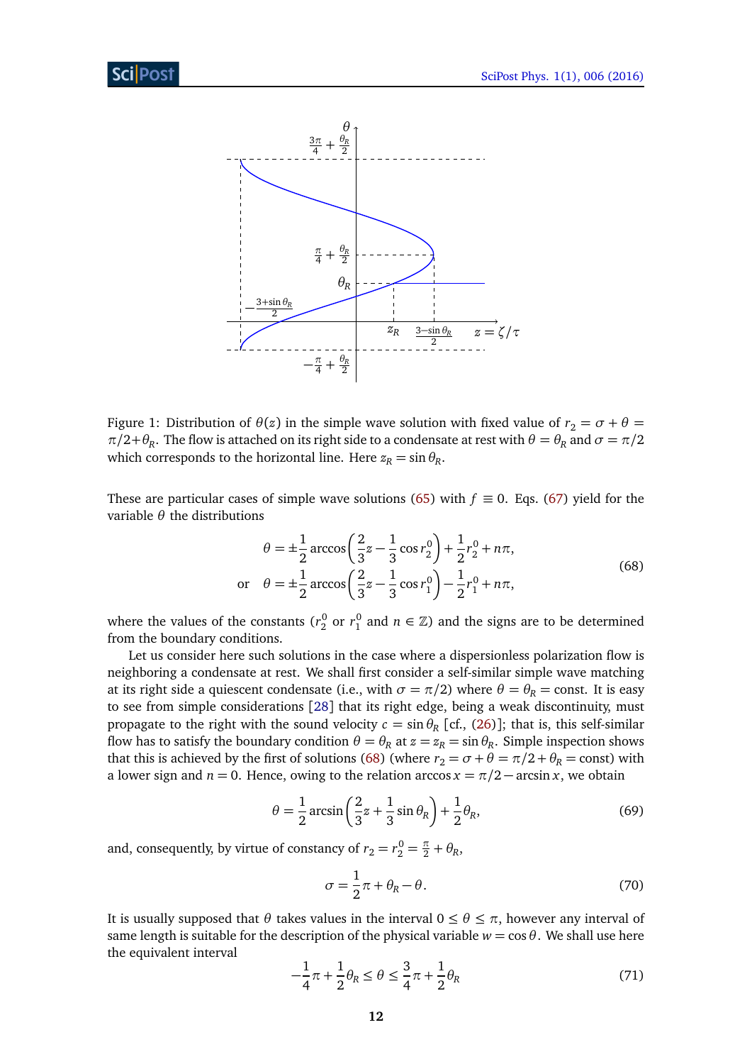Figure 1: Distribution of $\theta(z)$ in the simple wave solution with fixed value of $r_2 = \sigma + \theta = \pi/2 + \theta_R$. The flow is attached on its right side to a condensate at rest with $\theta = \theta_R$ and $\sigma = \pi/2$ which corresponds to the horizontal line. Here $z_R = \sin\theta_R$.

These are particular cases of simple wave solutions (65) with $f \equiv 0$. Eqs. (67) yield for the variable $\theta$ the distributions

$$
\begin{aligned}
\theta &= \pm\frac{1}{2}\arccos\left(\frac{2}{3}z - \frac{1}{3}\cos r_2^0\right) + \frac{1}{2}r_2^0 + n\pi, \\
\text{or} \quad \theta &= \pm\frac{1}{2}\arccos\left(\frac{2}{3}z - \frac{1}{3}\cos r_1^0\right) - \frac{1}{2}r_1^0 + n\pi,
\end{aligned}
\tag{68}
$$

where the values of the constants ($r_2^0$ or $r_1^0$ and $n \in \mathbb{Z}$) and the signs are to be determined from the boundary conditions.

Let us consider here such solutions in the case where a dispersionless polarization flow is neighboring a condensate at rest. We shall first consider a self-similar simple wave matching at its right side a quiescent condensate (i.e., with $\sigma = \pi/2$) where $\theta = \theta_R = \text{const}$. It is easy to see from simple considerations [28] that its right edge, being a weak discontinuity, must propagate to the right with the sound velocity $c = \sin\theta_R$ [cf., (26)]; that is, this self-similar flow has to satisfy the boundary condition $\theta = \theta_R$ at $z = z_R = \sin\theta_R$. Simple inspection shows that this is achieved by the first of solutions (68) (where $r_2 = \sigma + \theta = \pi/2 + \theta_R = \text{const}$) with a lower sign and $n = 0$. Hence, owing to the relation $\arccos x = \pi/2 - \arcsin x$, we obtain

$$
\theta = \frac{1}{2}\arcsin\left(\frac{2}{3}z + \frac{1}{3}\sin\theta_R\right) + \frac{1}{2}\theta_R,
\tag{69}
$$

and, consequently, by virtue of constancy of $r_2 = r_2^0 = \frac{\pi}{2} + \theta_R$,

$$
\sigma = \frac{1}{2}\pi + \theta_R - \theta.
\tag{70}
$$

It is usually supposed that $\theta$ takes values in the interval $0 \le \theta \le \pi$, however any interval of same length is suitable for the description of the physical variable $w = \cos\theta$. We shall use here the equivalent interval

$$
-\frac{1}{4}\pi + \frac{1}{2}\theta_R \le \theta \le \frac{3}{4}\pi + \frac{1}{2}\theta_R
\tag{71}
$$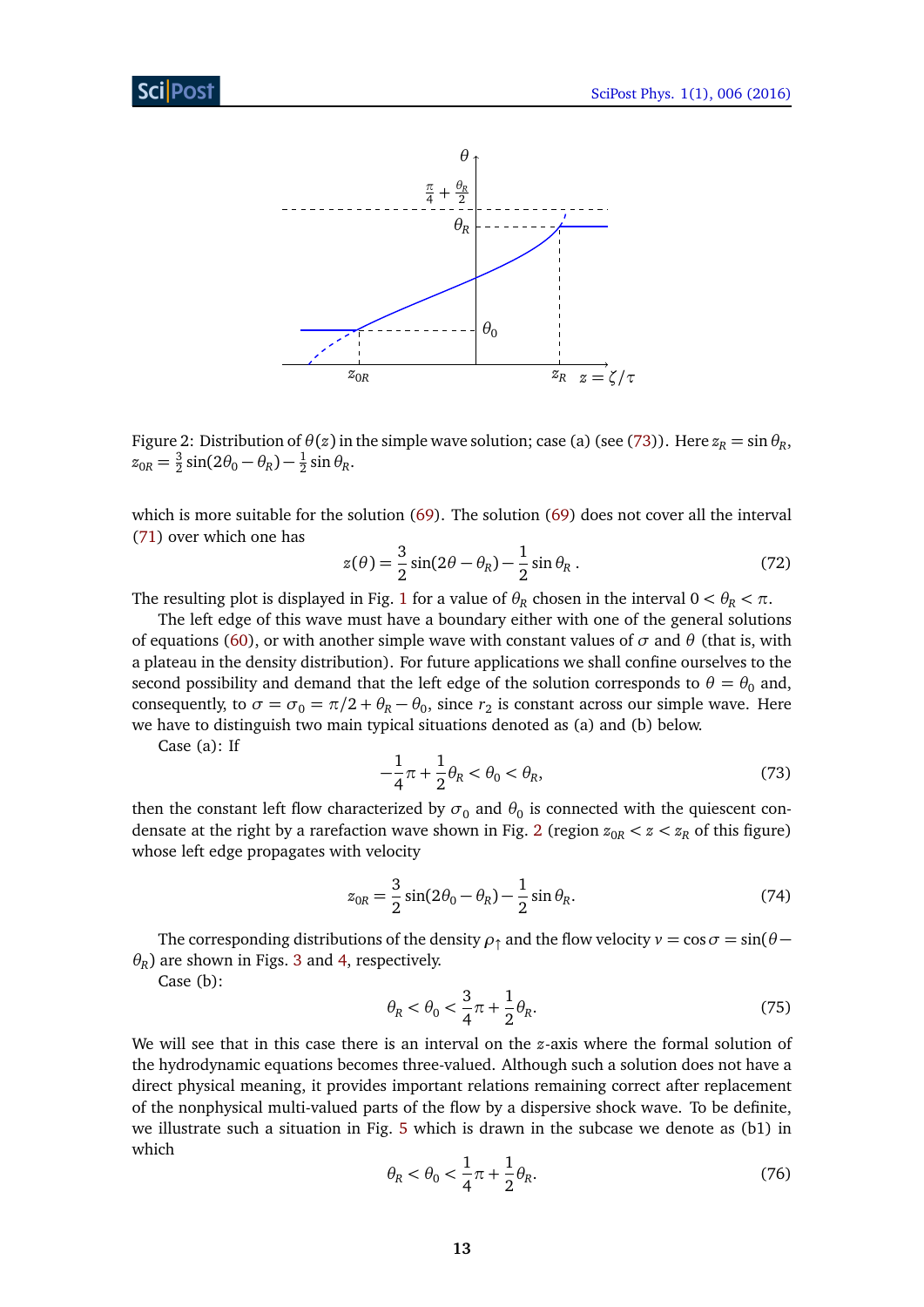Figure 2: Distribution of $\theta(z)$ in the simple wave solution; case (a) (see (73)). Here $z_R = \sin\theta_R$, $z_{0R} = \frac{3}{2}\sin(2\theta_0 - \theta_R) - \frac{1}{2}\sin\theta_R$.

which is more suitable for the solution (69). The solution (69) does not cover all the interval (71) over which one has

$$z(\theta) = \frac{3}{2}\sin(2\theta - \theta_R) - \frac{1}{2}\sin\theta_R\,. \tag{72}$$

The resulting plot is displayed in Fig. 1 for a value of $\theta_R$ chosen in the interval $0 < \theta_R < \pi$.

The left edge of this wave must have a boundary either with one of the general solutions of equations (60), or with another simple wave with constant values of $\sigma$ and $\theta$ (that is, with a plateau in the density distribution). For future applications we shall confine ourselves to the second possibility and demand that the left edge of the solution corresponds to $\theta = \theta_0$ and, consequently, to $\sigma = \sigma_0 = \pi/2 + \theta_R - \theta_0$, since $r_2$ is constant across our simple wave. Here we have to distinguish two main typical situations denoted as (a) and (b) below.

Case (a): If

$$-\frac{1}{4}\pi + \frac{1}{2}\theta_R < \theta_0 < \theta_R, \tag{73}$$

then the constant left flow characterized by $\sigma_0$ and $\theta_0$ is connected with the quiescent condensate at the right by a rarefaction wave shown in Fig. 2 (region $z_{0R} < z < z_R$ of this figure) whose left edge propagates with velocity

$$z_{0R} = \frac{3}{2}\sin(2\theta_0 - \theta_R) - \frac{1}{2}\sin\theta_R. \tag{74}$$

The corresponding distributions of the density $\rho_\uparrow$ and the flow velocity $v = \cos\sigma = \sin(\theta - \theta_R)$ are shown in Figs. 3 and 4, respectively.

Case (b):

$$\theta_R < \theta_0 < \frac{3}{4}\pi + \frac{1}{2}\theta_R. \tag{75}$$

We will see that in this case there is an interval on the $z$-axis where the formal solution of the hydrodynamic equations becomes three-valued. Although such a solution does not have a direct physical meaning, it provides important relations remaining correct after replacement of the nonphysical multi-valued parts of the flow by a dispersive shock wave. To be definite, we illustrate such a situation in Fig. 5 which is drawn in the subcase we denote as (b1) in which

$$\theta_R < \theta_0 < \frac{1}{4}\pi + \frac{1}{2}\theta_R. \tag{76}$$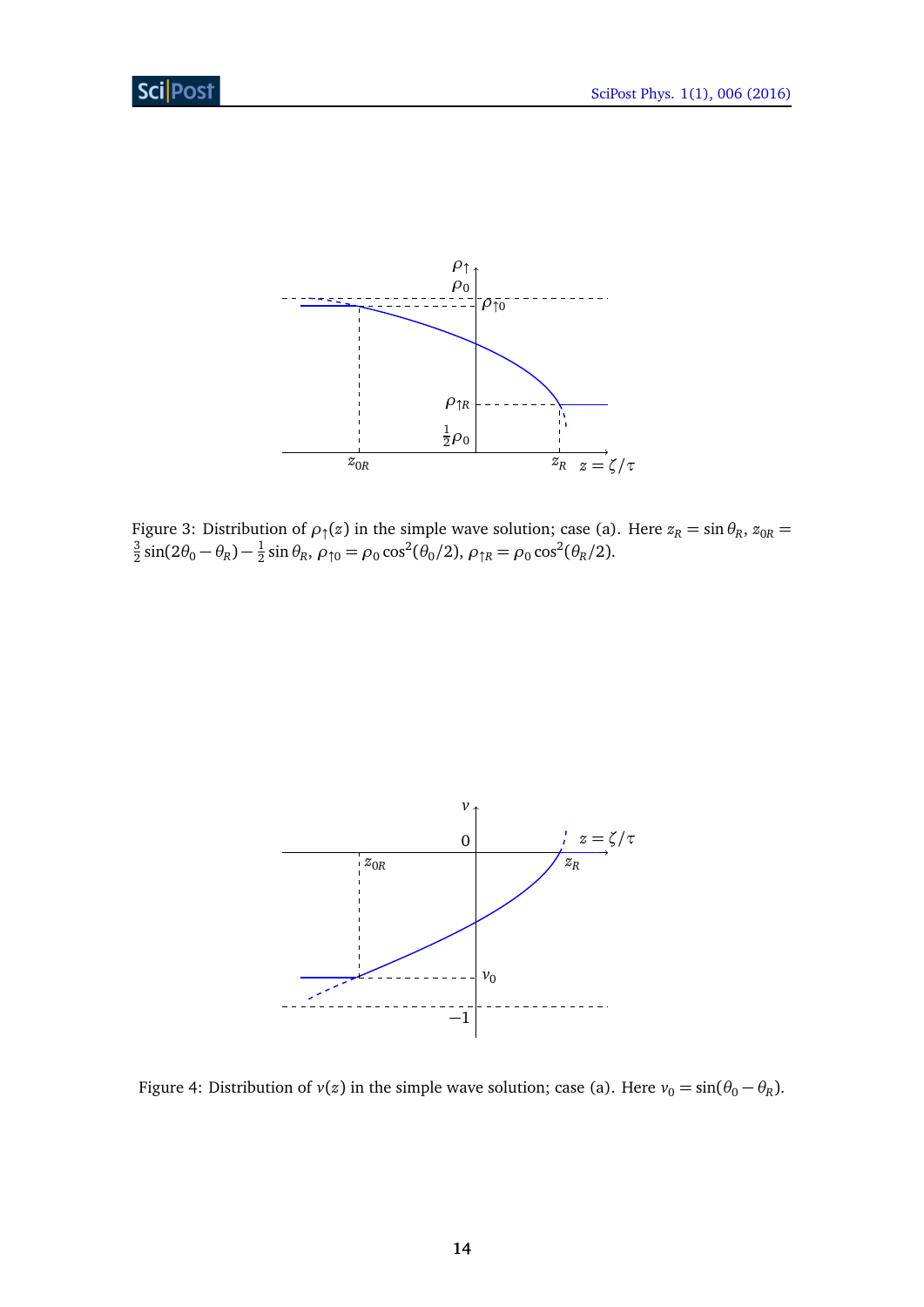Figure 3: Distribution of $\rho_\uparrow(z)$ in the simple wave solution; case (a). Here $z_R = \sin\theta_R$, $z_{0R} = \frac{3}{2}\sin(2\theta_0 - \theta_R) - \frac{1}{2}\sin\theta_R$, $\rho_{\uparrow 0} = \rho_0 \cos^2(\theta_0/2)$, $\rho_{\uparrow R} = \rho_0 \cos^2(\theta_R/2)$.

Figure 4: Distribution of $v(z)$ in the simple wave solution; case (a). Here $v_0 = \sin(\theta_0 - \theta_R)$.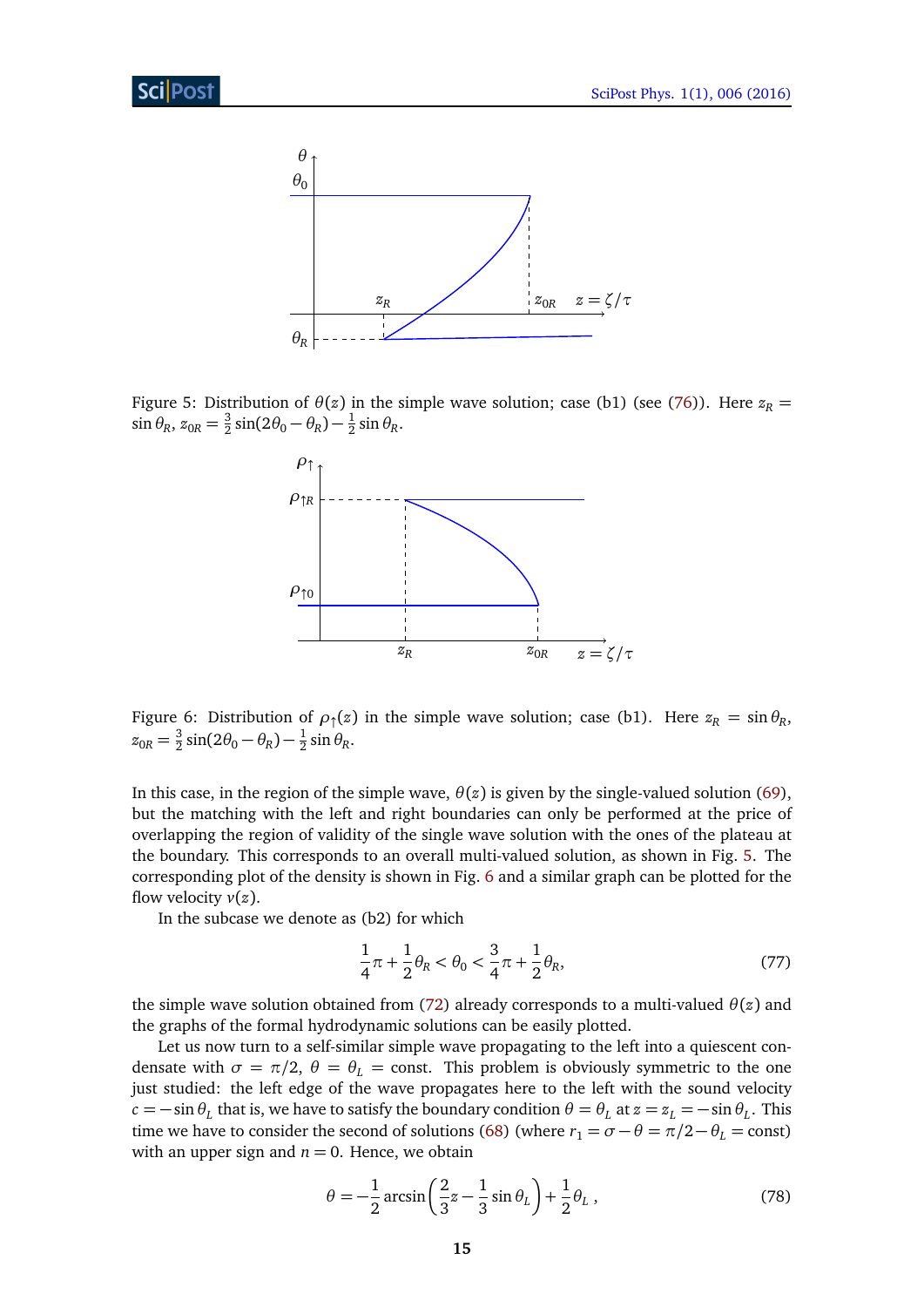Figure 5: Distribution of $\theta(z)$ in the simple wave solution; case (b1) (see (76)). Here $z_R = \sin\theta_R$, $z_{0R} = \frac{3}{2}\sin(2\theta_0 - \theta_R) - \frac{1}{2}\sin\theta_R$.

Figure 6: Distribution of $\rho_\uparrow(z)$ in the simple wave solution; case (b1). Here $z_R = \sin\theta_R$, $z_{0R} = \frac{3}{2}\sin(2\theta_0 - \theta_R) - \frac{1}{2}\sin\theta_R$.

In this case, in the region of the simple wave, $\theta(z)$ is given by the single-valued solution (69), but the matching with the left and right boundaries can only be performed at the price of overlapping the region of validity of the single wave solution with the ones of the plateau at the boundary. This corresponds to an overall multi-valued solution, as shown in Fig. 5. The corresponding plot of the density is shown in Fig. 6 and a similar graph can be plotted for the flow velocity $v(z)$.

In the subcase we denote as (b2) for which

$$\frac{1}{4}\pi + \frac{1}{2}\theta_R < \theta_0 < \frac{3}{4}\pi + \frac{1}{2}\theta_R, \tag{77}$$

the simple wave solution obtained from (72) already corresponds to a multi-valued $\theta(z)$ and the graphs of the formal hydrodynamic solutions can be easily plotted.

Let us now turn to a self-similar simple wave propagating to the left into a quiescent condensate with $\sigma = \pi/2$, $\theta = \theta_L = \text{const}$. This problem is obviously symmetric to the one just studied: the left edge of the wave propagates here to the left with the sound velocity $c = -\sin\theta_L$ that is, we have to satisfy the boundary condition $\theta = \theta_L$ at $z = z_L = -\sin\theta_L$. This time we have to consider the second of solutions (68) (where $r_1 = \sigma - \theta = \pi/2 - \theta_L = \text{const}$) with an upper sign and $n = 0$. Hence, we obtain

$$\theta = -\frac{1}{2}\arcsin\left(\frac{2}{3}z - \frac{1}{3}\sin\theta_L\right) + \frac{1}{2}\theta_L\,, \tag{78}$$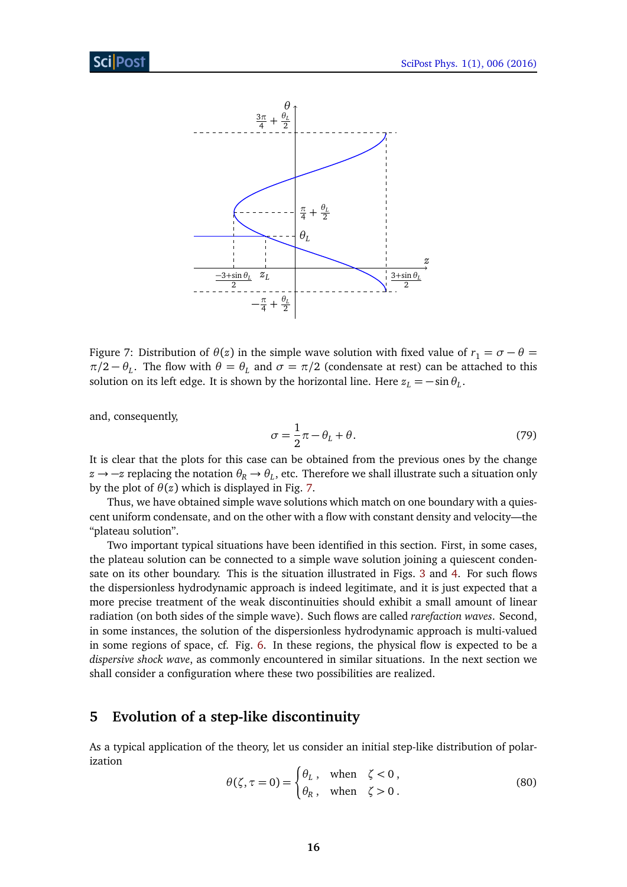Figure 7: Distribution of $\theta(z)$ in the simple wave solution with fixed value of $r_1 = \sigma - \theta = \pi/2 - \theta_L$. The flow with $\theta = \theta_L$ and $\sigma = \pi/2$ (condensate at rest) can be attached to this solution on its left edge. It is shown by the horizontal line. Here $z_L = -\sin\theta_L$.

and, consequently,

$$\sigma = \frac{1}{2}\pi - \theta_L + \theta. \tag{79}$$

It is clear that the plots for this case can be obtained from the previous ones by the change $z \to -z$ replacing the notation $\theta_R \to \theta_L$, etc. Therefore we shall illustrate such a situation only by the plot of $\theta(z)$ which is displayed in Fig. 7.

Thus, we have obtained simple wave solutions which match on one boundary with a quiescent uniform condensate, and on the other with a flow with constant density and velocity—the "plateau solution".

Two important typical situations have been identified in this section. First, in some cases, the plateau solution can be connected to a simple wave solution joining a quiescent condensate on its other boundary. This is the situation illustrated in Figs. 3 and 4. For such flows the dispersionless hydrodynamic approach is indeed legitimate, and it is just expected that a more precise treatment of the weak discontinuities should exhibit a small amount of linear radiation (on both sides of the simple wave). Such flows are called *rarefaction waves*. Second, in some instances, the solution of the dispersionless hydrodynamic approach is multi-valued in some regions of space, cf. Fig. 6. In these regions, the physical flow is expected to be a *dispersive shock wave*, as commonly encountered in similar situations. In the next section we shall consider a configuration where these two possibilities are realized.

## 5 Evolution of a step-like discontinuity

As a typical application of the theory, let us consider an initial step-like distribution of polarization

$$\theta(\zeta, \tau = 0) = \begin{cases} \theta_L\,, & \text{when} \quad \zeta < 0\,, \\ \theta_R\,, & \text{when} \quad \zeta > 0\,. \end{cases} \tag{80}$$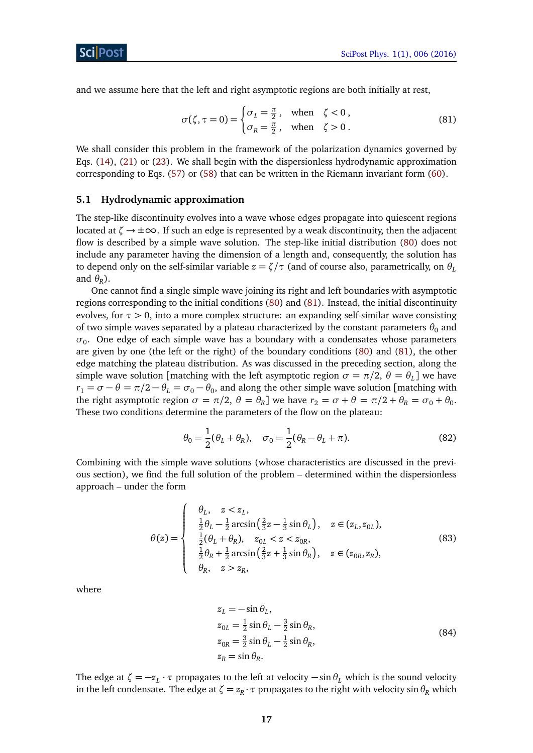and we assume here that the left and right asymptotic regions are both initially at rest,

$$\sigma(\zeta,\tau=0)=\begin{cases}\sigma_L=\frac{\pi}{2}\,, & \text{when} \quad \zeta<0\,,\\ \sigma_R=\frac{\pi}{2}\,, & \text{when} \quad \zeta>0\,.\end{cases} \tag{81}$$

We shall consider this problem in the framework of the polarization dynamics governed by Eqs. (14), (21) or (23). We shall begin with the dispersionless hydrodynamic approximation corresponding to Eqs. (57) or (58) that can be written in the Riemann invariant form (60).

### 5.1 Hydrodynamic approximation

The step-like discontinuity evolves into a wave whose edges propagate into quiescent regions located at $\zeta\to\pm\infty$. If such an edge is represented by a weak discontinuity, then the adjacent flow is described by a simple wave solution. The step-like initial distribution (80) does not include any parameter having the dimension of a length and, consequently, the solution has to depend only on the self-similar variable $z=\zeta/\tau$ (and of course also, parametrically, on $\theta_L$ and $\theta_R$).

One cannot find a single simple wave joining its right and left boundaries with asymptotic regions corresponding to the initial conditions (80) and (81). Instead, the initial discontinuity evolves, for $\tau>0$, into a more complex structure: an expanding self-similar wave consisting of two simple waves separated by a plateau characterized by the constant parameters $\theta_0$ and $\sigma_0$. One edge of each simple wave has a boundary with a condensates whose parameters are given by one (the left or the right) of the boundary conditions (80) and (81), the other edge matching the plateau distribution. As was discussed in the preceding section, along the simple wave solution [matching with the left asymptotic region $\sigma=\pi/2$, $\theta=\theta_L$] we have $r_1=\sigma-\theta=\pi/2-\theta_L=\sigma_0-\theta_0$, and along the other simple wave solution [matching with the right asymptotic region $\sigma=\pi/2$, $\theta=\theta_R$] we have $r_2=\sigma+\theta=\pi/2+\theta_R=\sigma_0+\theta_0$. These two conditions determine the parameters of the flow on the plateau:

$$\theta_0=\frac{1}{2}(\theta_L+\theta_R),\quad \sigma_0=\frac{1}{2}(\theta_R-\theta_L+\pi). \tag{82}$$

Combining with the simple wave solutions (whose characteristics are discussed in the previous section), we find the full solution of the problem – determined within the dispersionless approach – under the form

$$\theta(z)=\begin{cases}\theta_L, \quad z<z_L,\\ \frac{1}{2}\theta_L-\frac{1}{2}\arcsin\left(\frac{2}{3}z-\frac{1}{3}\sin\theta_L\right), \quad z\in(z_L,z_{0L}),\\ \frac{1}{2}(\theta_L+\theta_R), \quad z_{0L}<z<z_{0R},\\ \frac{1}{2}\theta_R+\frac{1}{2}\arcsin\left(\frac{2}{3}z+\frac{1}{3}\sin\theta_R\right), \quad z\in(z_{0R},z_R),\\ \theta_R, \quad z>z_R,\end{cases} \tag{83}$$

where

$$\begin{aligned} z_L&=-\sin\theta_L,\\ z_{0L}&=\tfrac{1}{2}\sin\theta_L-\tfrac{3}{2}\sin\theta_R,\\ z_{0R}&=\tfrac{3}{2}\sin\theta_L-\tfrac{1}{2}\sin\theta_R,\\ z_R&=\sin\theta_R. \end{aligned} \tag{84}$$

The edge at $\zeta=-z_L\cdot\tau$ propagates to the left at velocity $-\sin\theta_L$ which is the sound velocity in the left condensate. The edge at $\zeta=z_R\cdot\tau$ propagates to the right with velocity $\sin\theta_R$ which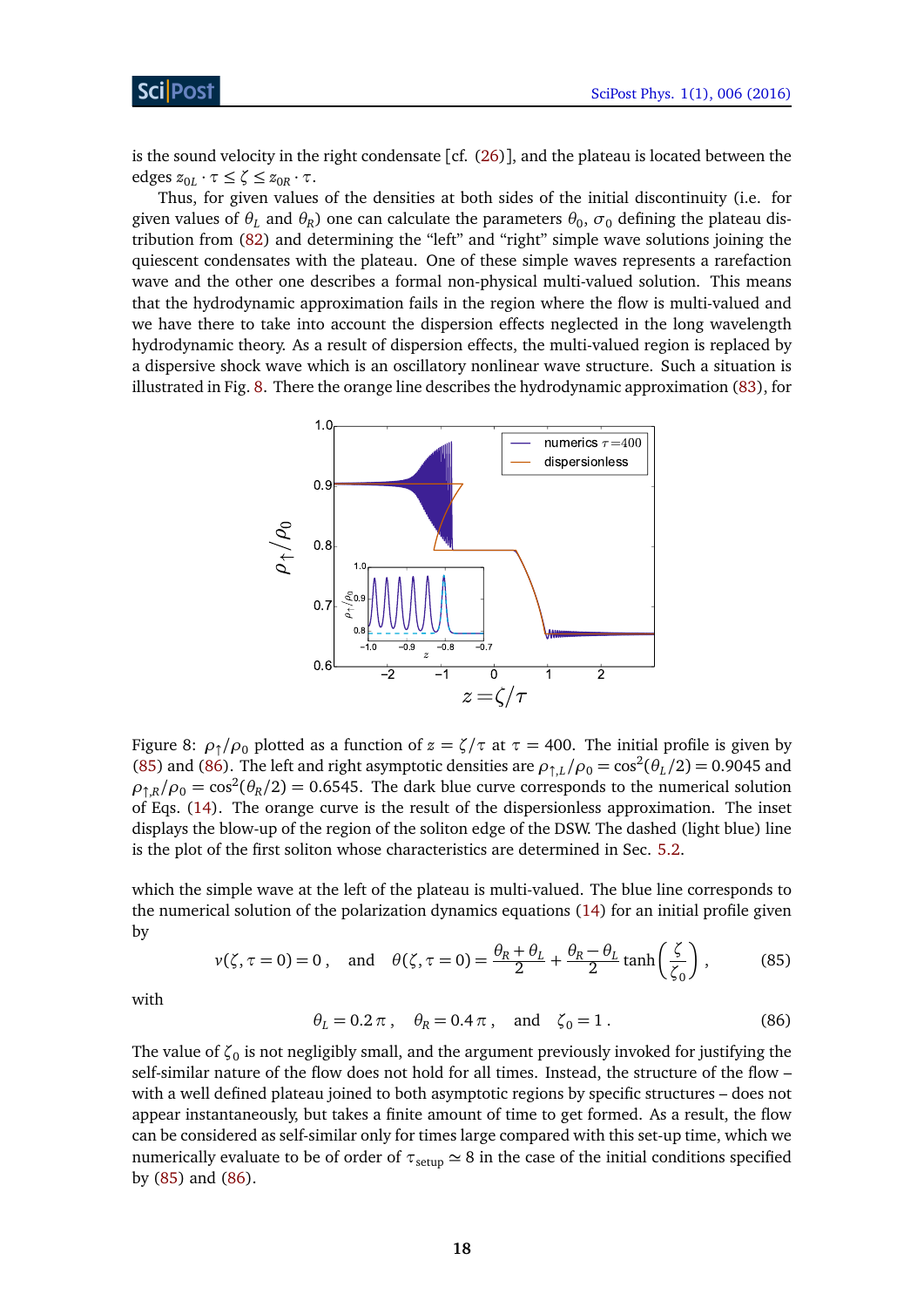is the sound velocity in the right condensate [cf. (26)], and the plateau is located between the edges $z_{0L} \cdot \tau \leq \zeta \leq z_{0R} \cdot \tau$.

Thus, for given values of the densities at both sides of the initial discontinuity (i.e. for given values of $\theta_L$ and $\theta_R$) one can calculate the parameters $\theta_0$, $\sigma_0$ defining the plateau distribution from (82) and determining the "left" and "right" simple wave solutions joining the quiescent condensates with the plateau. One of these simple waves represents a rarefaction wave and the other one describes a formal non-physical multi-valued solution. This means that the hydrodynamic approximation fails in the region where the flow is multi-valued and we have there to take into account the dispersion effects neglected in the long wavelength hydrodynamic theory. As a result of dispersion effects, the multi-valued region is replaced by a dispersive shock wave which is an oscillatory nonlinear wave structure. Such a situation is illustrated in Fig. 8. There the orange line describes the hydrodynamic approximation (83), for

Figure 8: $\rho_\uparrow/\rho_0$ plotted as a function of $z = \zeta/\tau$ at $\tau = 400$. The initial profile is given by (85) and (86). The left and right asymptotic densities are $\rho_{\uparrow,L}/\rho_0 = \cos^2(\theta_L/2) = 0.9045$ and $\rho_{\uparrow,R}/\rho_0 = \cos^2(\theta_R/2) = 0.6545$. The dark blue curve corresponds to the numerical solution of Eqs. (14). The orange curve is the result of the dispersionless approximation. The inset displays the blow-up of the region of the soliton edge of the DSW. The dashed (light blue) line is the plot of the first soliton whose characteristics are determined in Sec. 5.2.

which the simple wave at the left of the plateau is multi-valued. The blue line corresponds to the numerical solution of the polarization dynamics equations (14) for an initial profile given by

$$v(\zeta, \tau = 0) = 0 \,, \quad \text{and} \quad \theta(\zeta, \tau = 0) = \frac{\theta_R + \theta_L}{2} + \frac{\theta_R - \theta_L}{2} \tanh\left(\frac{\zeta}{\zeta_0}\right) , \tag{85}$$

with

$$\theta_L = 0.2\,\pi \,, \quad \theta_R = 0.4\,\pi \,, \quad \text{and} \quad \zeta_0 = 1 \,. \tag{86}$$

The value of $\zeta_0$ is not negligibly small, and the argument previously invoked for justifying the self-similar nature of the flow does not hold for all times. Instead, the structure of the flow – with a well defined plateau joined to both asymptotic regions by specific structures – does not appear instantaneously, but takes a finite amount of time to get formed. As a result, the flow can be considered as self-similar only for times large compared with this set-up time, which we numerically evaluate to be of order of $\tau_{\text{setup}} \simeq 8$ in the case of the initial conditions specified by (85) and (86).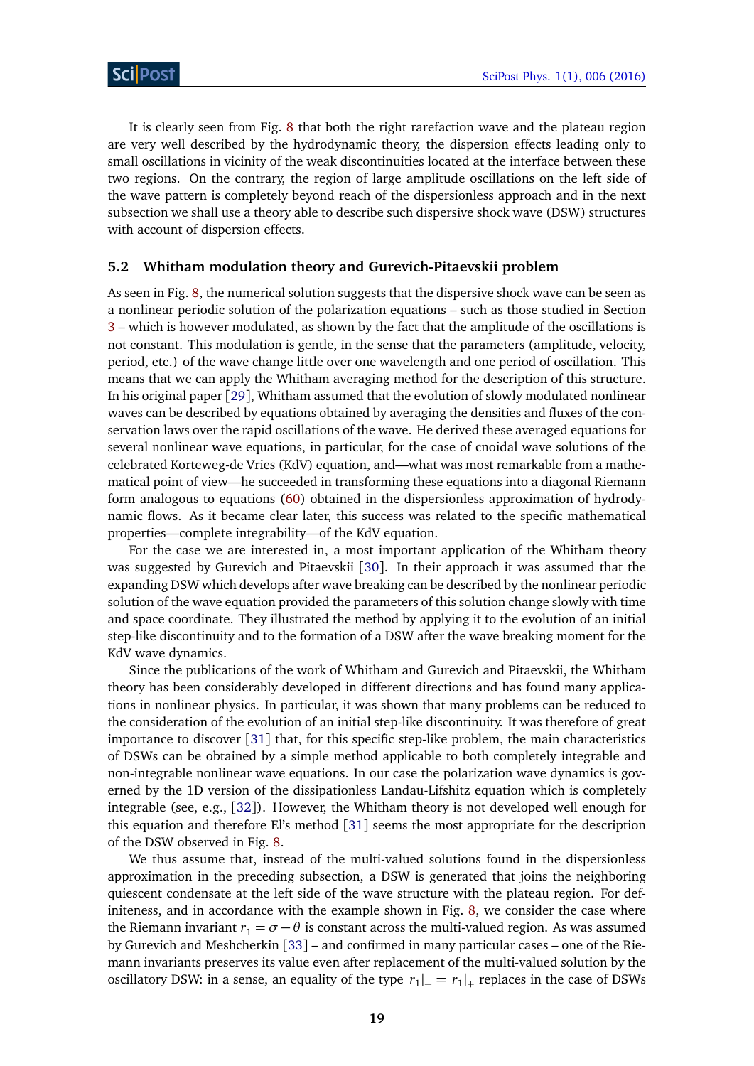It is clearly seen from Fig. 8 that both the right rarefaction wave and the plateau region are very well described by the hydrodynamic theory, the dispersion effects leading only to small oscillations in vicinity of the weak discontinuities located at the interface between these two regions. On the contrary, the region of large amplitude oscillations on the left side of the wave pattern is completely beyond reach of the dispersionless approach and in the next subsection we shall use a theory able to describe such dispersive shock wave (DSW) structures with account of dispersion effects.

### 5.2 Whitham modulation theory and Gurevich-Pitaevskii problem

As seen in Fig. 8, the numerical solution suggests that the dispersive shock wave can be seen as a nonlinear periodic solution of the polarization equations – such as those studied in Section 3 – which is however modulated, as shown by the fact that the amplitude of the oscillations is not constant. This modulation is gentle, in the sense that the parameters (amplitude, velocity, period, etc.) of the wave change little over one wavelength and one period of oscillation. This means that we can apply the Whitham averaging method for the description of this structure. In his original paper [29], Whitham assumed that the evolution of slowly modulated nonlinear waves can be described by equations obtained by averaging the densities and fluxes of the conservation laws over the rapid oscillations of the wave. He derived these averaged equations for several nonlinear wave equations, in particular, for the case of cnoidal wave solutions of the celebrated Korteweg-de Vries (KdV) equation, and—what was most remarkable from a mathematical point of view—he succeeded in transforming these equations into a diagonal Riemann form analogous to equations (60) obtained in the dispersionless approximation of hydrodynamic flows. As it became clear later, this success was related to the specific mathematical properties—complete integrability—of the KdV equation.

For the case we are interested in, a most important application of the Whitham theory was suggested by Gurevich and Pitaevskii [30]. In their approach it was assumed that the expanding DSW which develops after wave breaking can be described by the nonlinear periodic solution of the wave equation provided the parameters of this solution change slowly with time and space coordinate. They illustrated the method by applying it to the evolution of an initial step-like discontinuity and to the formation of a DSW after the wave breaking moment for the KdV wave dynamics.

Since the publications of the work of Whitham and Gurevich and Pitaevskii, the Whitham theory has been considerably developed in different directions and has found many applications in nonlinear physics. In particular, it was shown that many problems can be reduced to the consideration of the evolution of an initial step-like discontinuity. It was therefore of great importance to discover [31] that, for this specific step-like problem, the main characteristics of DSWs can be obtained by a simple method applicable to both completely integrable and non-integrable nonlinear wave equations. In our case the polarization wave dynamics is governed by the 1D version of the dissipationless Landau-Lifshitz equation which is completely integrable (see, e.g., [32]). However, the Whitham theory is not developed well enough for this equation and therefore El's method [31] seems the most appropriate for the description of the DSW observed in Fig. 8.

We thus assume that, instead of the multi-valued solutions found in the dispersionless approximation in the preceding subsection, a DSW is generated that joins the neighboring quiescent condensate at the left side of the wave structure with the plateau region. For definiteness, and in accordance with the example shown in Fig. 8, we consider the case where the Riemann invariant $r_1 = \sigma - \theta$ is constant across the multi-valued region. As was assumed by Gurevich and Meshcherkin [33] – and confirmed in many particular cases – one of the Riemann invariants preserves its value even after replacement of the multi-valued solution by the oscillatory DSW: in a sense, an equality of the type $r_1|_- = r_1|_+$ replaces in the case of DSWs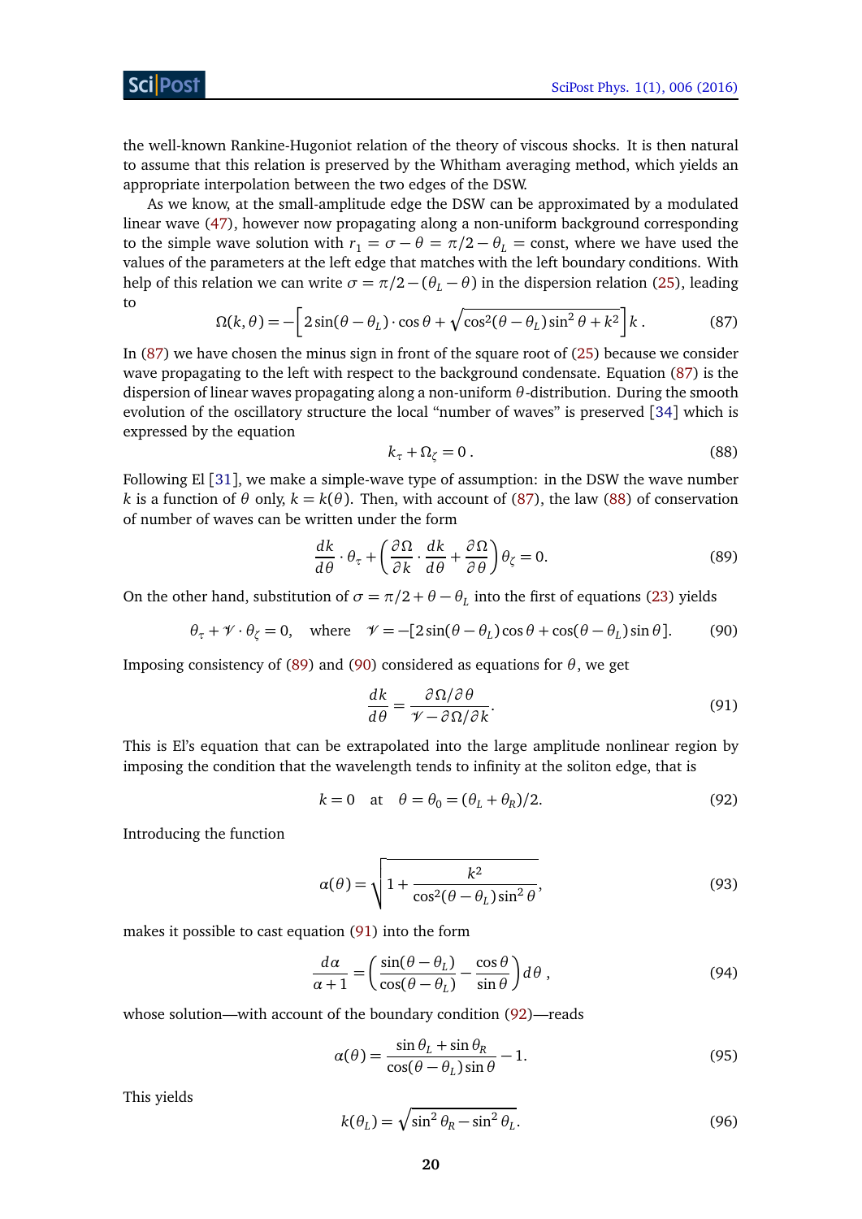the well-known Rankine-Hugoniot relation of the theory of viscous shocks. It is then natural to assume that this relation is preserved by the Whitham averaging method, which yields an appropriate interpolation between the two edges of the DSW.

As we know, at the small-amplitude edge the DSW can be approximated by a modulated linear wave (47), however now propagating along a non-uniform background corresponding to the simple wave solution with $r_1 = \sigma - \theta = \pi/2 - \theta_L = \text{const}$, where we have used the values of the parameters at the left edge that matches with the left boundary conditions. With help of this relation we can write $\sigma = \pi/2 - (\theta_L - \theta)$ in the dispersion relation (25), leading to

$$\Omega(k,\theta) = -\left[2\sin(\theta-\theta_L)\cdot\cos\theta + \sqrt{\cos^2(\theta-\theta_L)\sin^2\theta + k^2}\right]k\,. \tag{87}$$

In (87) we have chosen the minus sign in front of the square root of (25) because we consider wave propagating to the left with respect to the background condensate. Equation (87) is the dispersion of linear waves propagating along a non-uniform $\theta$-distribution. During the smooth evolution of the oscillatory structure the local "number of waves" is preserved [34] which is expressed by the equation

$$k_\tau + \Omega_\zeta = 0\,. \tag{88}$$

Following El [31], we make a simple-wave type of assumption: in the DSW the wave number $k$ is a function of $\theta$ only, $k = k(\theta)$. Then, with account of (87), the law (88) of conservation of number of waves can be written under the form

$$\frac{dk}{d\theta}\cdot\theta_\tau + \left(\frac{\partial\Omega}{\partial k}\cdot\frac{dk}{d\theta} + \frac{\partial\Omega}{\partial\theta}\right)\theta_\zeta = 0. \tag{89}$$

On the other hand, substitution of $\sigma = \pi/2 + \theta - \theta_L$ into the first of equations (23) yields

$$\theta_\tau + \mathscr{V}\cdot\theta_\zeta = 0, \quad \text{where} \quad \mathscr{V} = -[2\sin(\theta-\theta_L)\cos\theta + \cos(\theta-\theta_L)\sin\theta]. \tag{90}$$

Imposing consistency of (89) and (90) considered as equations for $\theta$, we get

$$\frac{dk}{d\theta} = \frac{\partial\Omega/\partial\theta}{\mathscr{V} - \partial\Omega/\partial k}. \tag{91}$$

This is El's equation that can be extrapolated into the large amplitude nonlinear region by imposing the condition that the wavelength tends to infinity at the soliton edge, that is

$$k = 0 \quad \text{at} \quad \theta = \theta_0 = (\theta_L + \theta_R)/2. \tag{92}$$

Introducing the function

$$\alpha(\theta) = \sqrt{1 + \frac{k^2}{\cos^2(\theta-\theta_L)\sin^2\theta}}, \tag{93}$$

makes it possible to cast equation (91) into the form

$$\frac{d\alpha}{\alpha+1} = \left(\frac{\sin(\theta-\theta_L)}{\cos(\theta-\theta_L)} - \frac{\cos\theta}{\sin\theta}\right)d\theta\,, \tag{94}$$

whose solution—with account of the boundary condition (92)—reads

$$\alpha(\theta) = \frac{\sin\theta_L + \sin\theta_R}{\cos(\theta-\theta_L)\sin\theta} - 1. \tag{95}$$

This yields

$$k(\theta_L) = \sqrt{\sin^2\theta_R - \sin^2\theta_L}. \tag{96}$$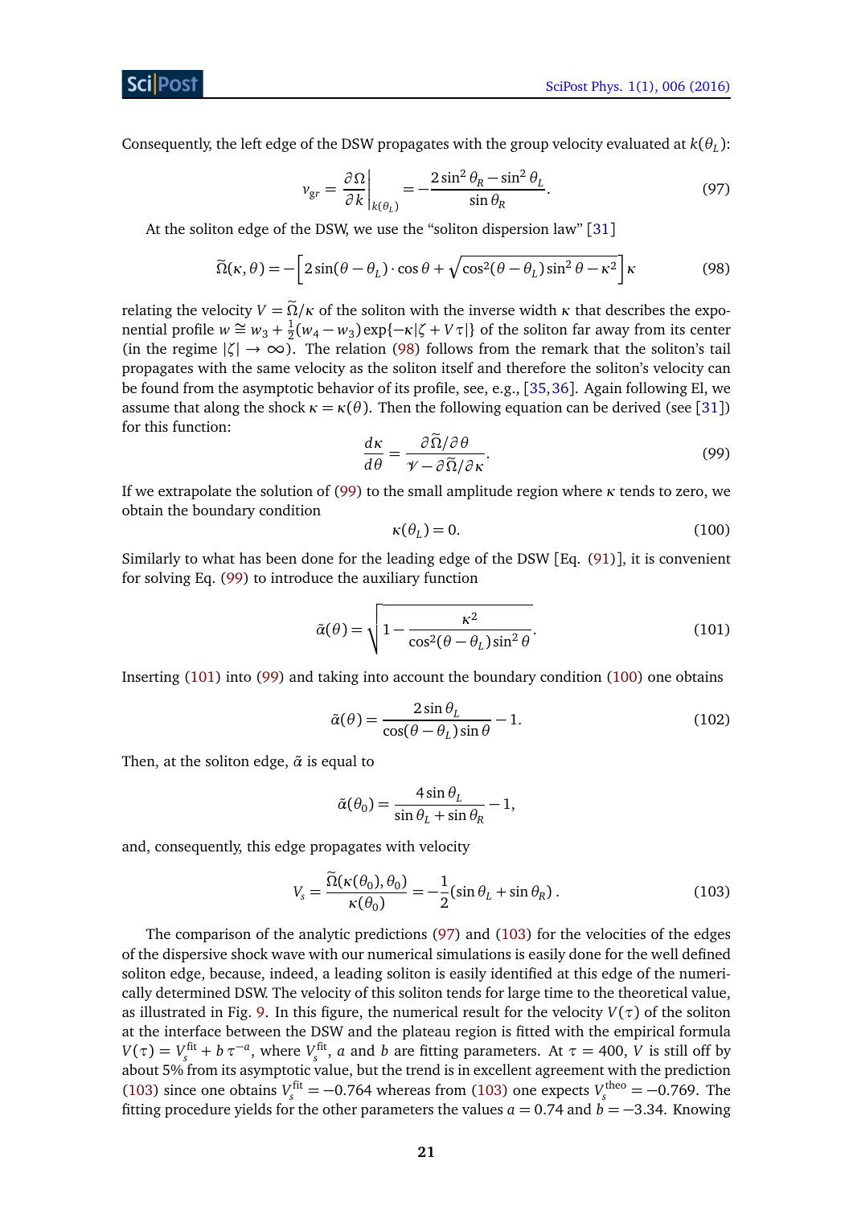Consequently, the left edge of the DSW propagates with the group velocity evaluated at $k(\theta_L)$:

$$v_{gr} = \frac{\partial \Omega}{\partial k}\bigg|_{k(\theta_L)} = -\frac{2\sin^2\theta_R - \sin^2\theta_L}{\sin\theta_R}. \tag{97}$$

At the soliton edge of the DSW, we use the "soliton dispersion law" [31]

$$\widetilde{\Omega}(\kappa,\theta) = -\left[2\sin(\theta-\theta_L)\cdot\cos\theta + \sqrt{\cos^2(\theta-\theta_L)\sin^2\theta - \kappa^2}\right]\kappa \tag{98}$$

relating the velocity $V = \widetilde{\Omega}/\kappa$ of the soliton with the inverse width $\kappa$ that describes the exponential profile $w \cong w_3 + \frac{1}{2}(w_4 - w_3)\exp\{-\kappa|\zeta + V\tau|\}$ of the soliton far away from its center (in the regime $|\zeta| \to \infty$). The relation (98) follows from the remark that the soliton's tail propagates with the same velocity as the soliton itself and therefore the soliton's velocity can be found from the asymptotic behavior of its profile, see, e.g., [35,36]. Again following El, we assume that along the shock $\kappa = \kappa(\theta)$. Then the following equation can be derived (see [31]) for this function:

$$\frac{d\kappa}{d\theta} = \frac{\partial\widetilde{\Omega}/\partial\theta}{\mathscr{V} - \partial\widetilde{\Omega}/\partial\kappa}. \tag{99}$$

If we extrapolate the solution of (99) to the small amplitude region where $\kappa$ tends to zero, we obtain the boundary condition

$$\kappa(\theta_L) = 0. \tag{100}$$

Similarly to what has been done for the leading edge of the DSW [Eq. (91)], it is convenient for solving Eq. (99) to introduce the auxiliary function

$$\tilde{\alpha}(\theta) = \sqrt{1 - \frac{\kappa^2}{\cos^2(\theta-\theta_L)\sin^2\theta}}. \tag{101}$$

Inserting (101) into (99) and taking into account the boundary condition (100) one obtains

$$\tilde{\alpha}(\theta) = \frac{2\sin\theta_L}{\cos(\theta-\theta_L)\sin\theta} - 1. \tag{102}$$

Then, at the soliton edge, $\tilde{\alpha}$ is equal to

$$\tilde{\alpha}(\theta_0) = \frac{4\sin\theta_L}{\sin\theta_L + \sin\theta_R} - 1,$$

and, consequently, this edge propagates with velocity

$$V_s = \frac{\widetilde{\Omega}(\kappa(\theta_0),\theta_0)}{\kappa(\theta_0)} = -\frac{1}{2}(\sin\theta_L + \sin\theta_R)\,. \tag{103}$$

The comparison of the analytic predictions (97) and (103) for the velocities of the edges of the dispersive shock wave with our numerical simulations is easily done for the well defined soliton edge, because, indeed, a leading soliton is easily identified at this edge of the numerically determined DSW. The velocity of this soliton tends for large time to the theoretical value, as illustrated in Fig. 9. In this figure, the numerical result for the velocity $V(\tau)$ of the soliton at the interface between the DSW and the plateau region is fitted with the empirical formula $V(\tau) = V_s^{\rm fit} + b\,\tau^{-a}$, where $V_s^{\rm fit}$, $a$ and $b$ are fitting parameters. At $\tau = 400$, $V$ is still off by about 5% from its asymptotic value, but the trend is in excellent agreement with the prediction (103) since one obtains $V_s^{\rm fit} = -0.764$ whereas from (103) one expects $V_s^{\rm theo} = -0.769$. The fitting procedure yields for the other parameters the values $a = 0.74$ and $b = -3.34$. Knowing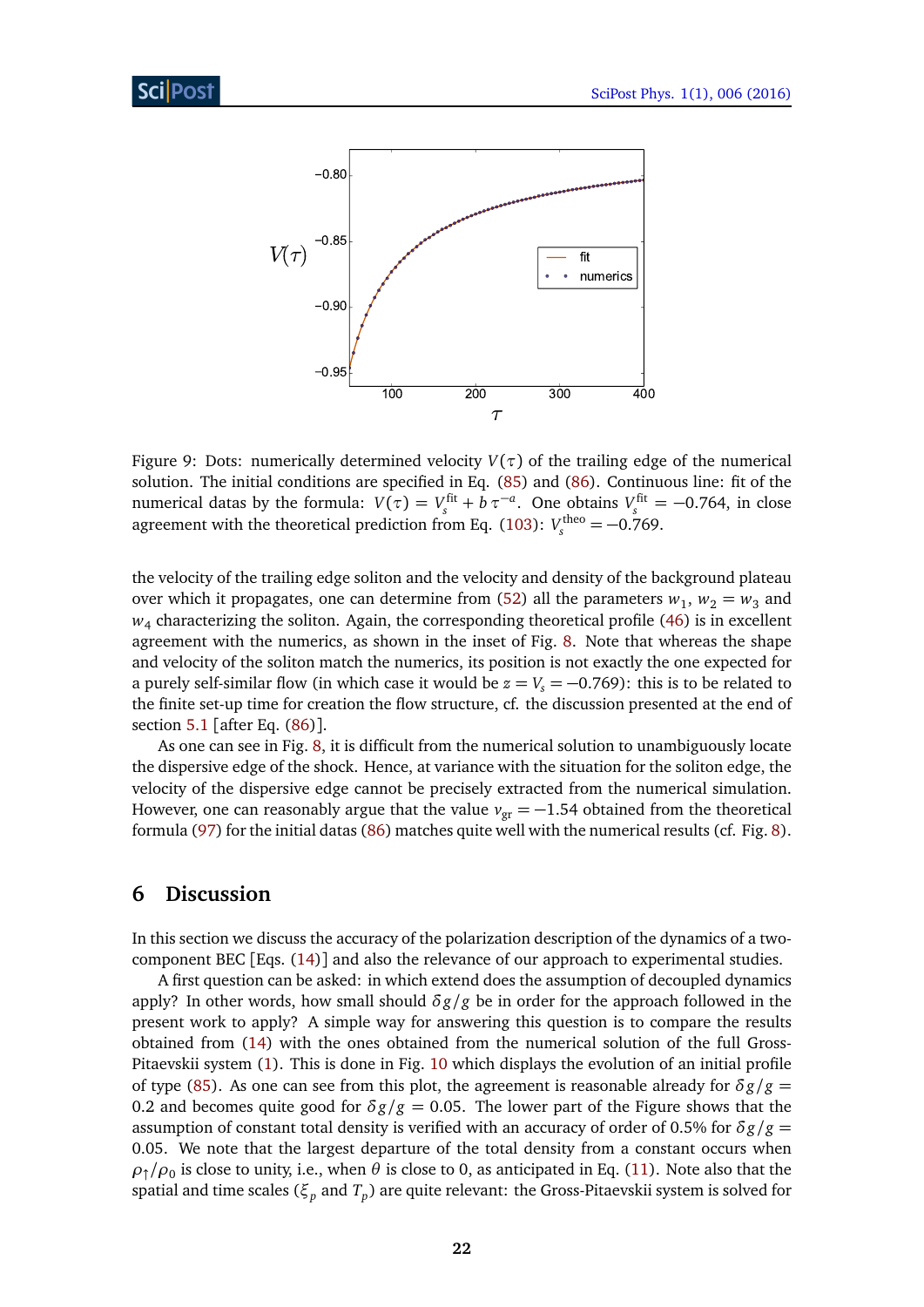Figure 9: Dots: numerically determined velocity $V(\tau)$ of the trailing edge of the numerical solution. The initial conditions are specified in Eq. (85) and (86). Continuous line: fit of the numerical datas by the formula: $V(\tau) = V_s^{\rm fit} + b\,\tau^{-a}$. One obtains $V_s^{\rm fit} = -0.764$, in close agreement with the theoretical prediction from Eq. (103): $V_s^{\rm theo} = -0.769$.

the velocity of the trailing edge soliton and the velocity and density of the background plateau over which it propagates, one can determine from (52) all the parameters $w_1$, $w_2 = w_3$ and $w_4$ characterizing the soliton. Again, the corresponding theoretical profile (46) is in excellent agreement with the numerics, as shown in the inset of Fig. 8. Note that whereas the shape and velocity of the soliton match the numerics, its position is not exactly the one expected for a purely self-similar flow (in which case it would be $z = V_s = -0.769$): this is to be related to the finite set-up time for creation the flow structure, cf. the discussion presented at the end of section 5.1 [after Eq. (86)].

As one can see in Fig. 8, it is difficult from the numerical solution to unambiguously locate the dispersive edge of the shock. Hence, at variance with the situation for the soliton edge, the velocity of the dispersive edge cannot be precisely extracted from the numerical simulation. However, one can reasonably argue that the value $v_{\rm gr} = -1.54$ obtained from the theoretical formula (97) for the initial datas (86) matches quite well with the numerical results (cf. Fig. 8).

## 6 Discussion

In this section we discuss the accuracy of the polarization description of the dynamics of a two-component BEC [Eqs. (14)] and also the relevance of our approach to experimental studies.

A first question can be asked: in which extend does the assumption of decoupled dynamics apply? In other words, how small should $\delta g/g$ be in order for the approach followed in the present work to apply? A simple way for answering this question is to compare the results obtained from (14) with the ones obtained from the numerical solution of the full Gross-Pitaevskii system (1). This is done in Fig. 10 which displays the evolution of an initial profile of type (85). As one can see from this plot, the agreement is reasonable already for $\delta g/g = 0.2$ and becomes quite good for $\delta g/g = 0.05$. The lower part of the Figure shows that the assumption of constant total density is verified with an accuracy of order of 0.5% for $\delta g/g = 0.05$. We note that the largest departure of the total density from a constant occurs when $\rho_\uparrow/\rho_0$ is close to unity, i.e., when $\theta$ is close to 0, as anticipated in Eq. (11). Note also that the spatial and time scales ($\xi_p$ and $T_p$) are quite relevant: the Gross-Pitaevskii system is solved for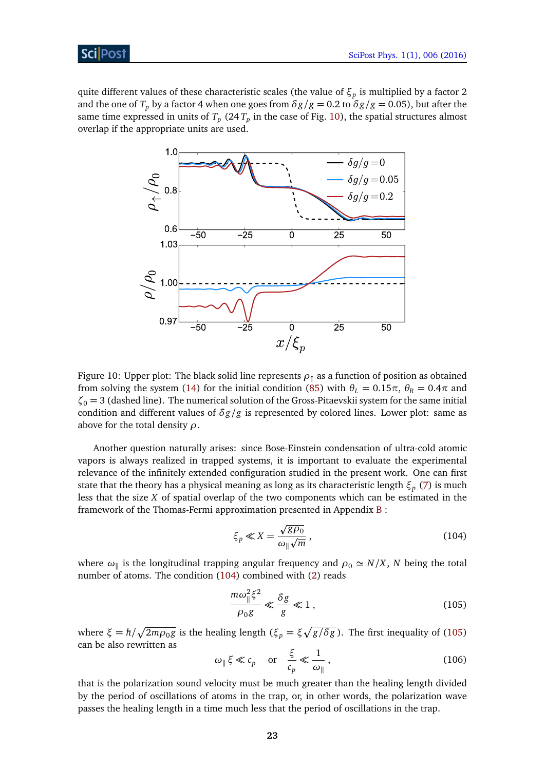quite different values of these characteristic scales (the value of $\xi_p$ is multiplied by a factor 2 and the one of $T_p$ by a factor 4 when one goes from $\delta g/g = 0.2$ to $\delta g/g = 0.05$), but after the same time expressed in units of $T_p$ ($24\,T_p$ in the case of Fig. 10), the spatial structures almost overlap if the appropriate units are used.

Figure 10: Upper plot: The black solid line represents $\rho_\uparrow$ as a function of position as obtained from solving the system (14) for the initial condition (85) with $\theta_L = 0.15\pi$, $\theta_R = 0.4\pi$ and $\zeta_0 = 3$ (dashed line). The numerical solution of the Gross-Pitaevskii system for the same initial condition and different values of $\delta g/g$ is represented by colored lines. Lower plot: same as above for the total density $\rho$.

Another question naturally arises: since Bose-Einstein condensation of ultra-cold atomic vapors is always realized in trapped systems, it is important to evaluate the experimental relevance of the infinitely extended configuration studied in the present work. One can first state that the theory has a physical meaning as long as its characteristic length $\xi_p$ (7) is much less that the size $X$ of spatial overlap of the two components which can be estimated in the framework of the Thomas-Fermi approximation presented in Appendix B :

$$\xi_p \ll X = \frac{\sqrt{g\rho_0}}{\omega_\parallel \sqrt{m}}\,, \tag{104}$$

where $\omega_\parallel$ is the longitudinal trapping angular frequency and $\rho_0 \simeq N/X$, $N$ being the total number of atoms. The condition (104) combined with (2) reads

$$\frac{m\omega_\parallel^2 \xi^2}{\rho_0 g} \ll \frac{\delta g}{g} \ll 1\,, \tag{105}$$

where $\xi = \hbar/\sqrt{2m\rho_0 g}$ is the healing length ($\xi_p = \xi\sqrt{g/\delta g}$). The first inequality of (105) can be also rewritten as

$$\omega_\parallel \xi \ll c_p \quad \text{or} \quad \frac{\xi}{c_p} \ll \frac{1}{\omega_\parallel}\,, \tag{106}$$

that is the polarization sound velocity must be much greater than the healing length divided by the period of oscillations of atoms in the trap, or, in other words, the polarization wave passes the healing length in a time much less that the period of oscillations in the trap.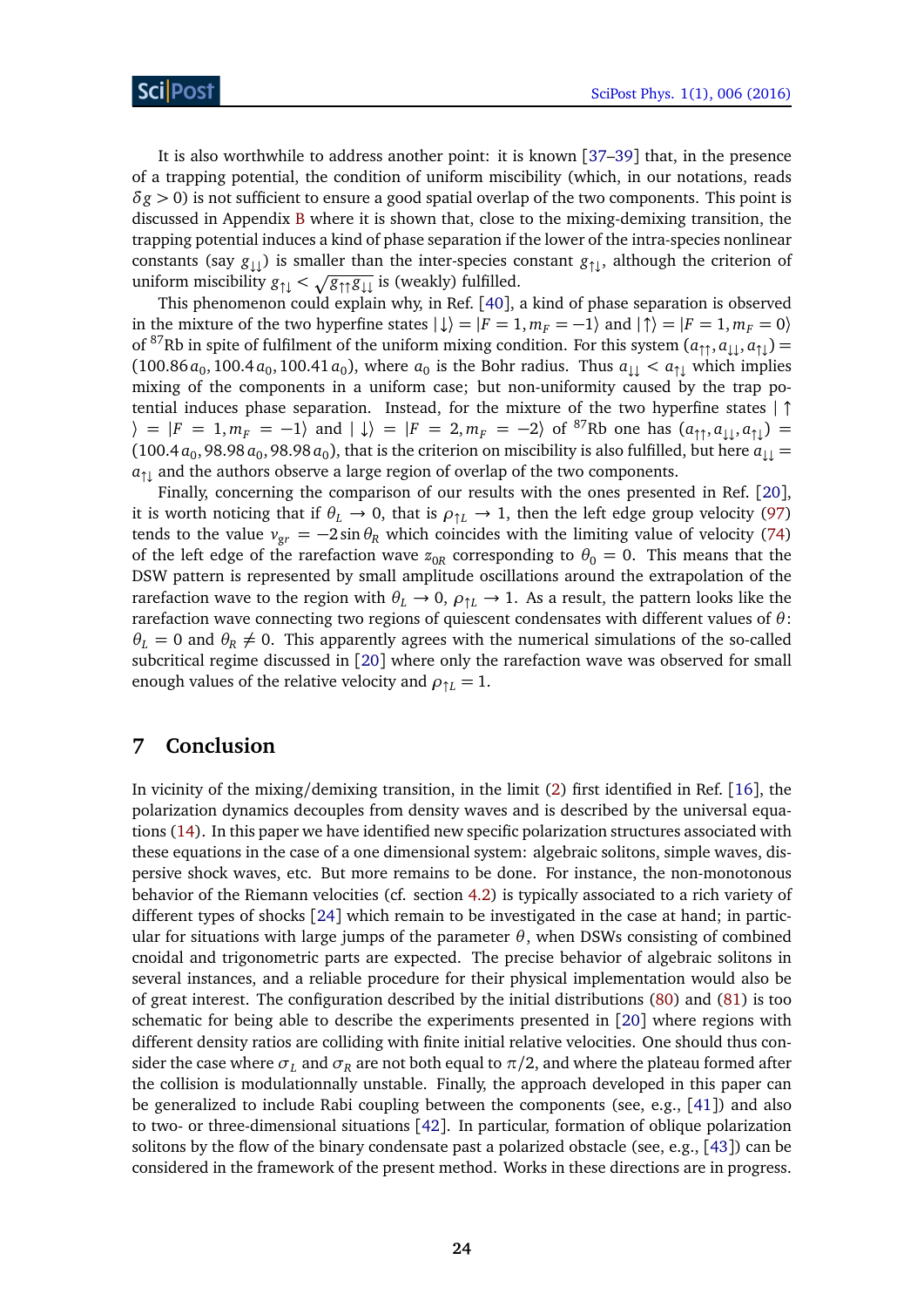It is also worthwhile to address another point: it is known [37–39] that, in the presence of a trapping potential, the condition of uniform miscibility (which, in our notations, reads $\delta g > 0$) is not sufficient to ensure a good spatial overlap of the two components. This point is discussed in Appendix B where it is shown that, close to the mixing-demixing transition, the trapping potential induces a kind of phase separation if the lower of the intra-species nonlinear constants (say $g_{\downarrow\downarrow}$) is smaller than the inter-species constant $g_{\uparrow\downarrow}$, although the criterion of uniform miscibility $g_{\uparrow\downarrow} < \sqrt{g_{\uparrow\uparrow}g_{\downarrow\downarrow}}$ is (weakly) fulfilled.

This phenomenon could explain why, in Ref. [40], a kind of phase separation is observed in the mixture of the two hyperfine states $|\downarrow\rangle = |F = 1, m_F = -1\rangle$ and $|\uparrow\rangle = |F = 1, m_F = 0\rangle$ of $^{87}$Rb in spite of fulfilment of the uniform mixing condition. For this system $(a_{\uparrow\uparrow}, a_{\downarrow\downarrow}, a_{\uparrow\downarrow}) = (100.86\, a_0, 100.4\, a_0, 100.41\, a_0)$, where $a_0$ is the Bohr radius. Thus $a_{\downarrow\downarrow} < a_{\uparrow\downarrow}$ which implies mixing of the components in a uniform case; but non-uniformity caused by the trap potential induces phase separation. Instead, for the mixture of the two hyperfine states $|\uparrow\rangle = |F = 1, m_F = -1\rangle$ and $|\downarrow\rangle = |F = 2, m_F = -2\rangle$ of $^{87}$Rb one has $(a_{\uparrow\uparrow}, a_{\downarrow\downarrow}, a_{\uparrow\downarrow}) = (100.4\, a_0, 98.98\, a_0, 98.98\, a_0)$, that is the criterion on miscibility is also fulfilled, but here $a_{\downarrow\downarrow} = a_{\uparrow\downarrow}$ and the authors observe a large region of overlap of the two components.

Finally, concerning the comparison of our results with the ones presented in Ref. [20], it is worth noticing that if $\theta_L \to 0$, that is $\rho_{\uparrow L} \to 1$, then the left edge group velocity (97) tends to the value $v_{gr} = -2\sin\theta_R$ which coincides with the limiting value of velocity (74) of the left edge of the rarefaction wave $z_{0R}$ corresponding to $\theta_0 = 0$. This means that the DSW pattern is represented by small amplitude oscillations around the extrapolation of the rarefaction wave to the region with $\theta_L \to 0$, $\rho_{\uparrow L} \to 1$. As a result, the pattern looks like the rarefaction wave connecting two regions of quiescent condensates with different values of $\theta$: $\theta_L = 0$ and $\theta_R \neq 0$. This apparently agrees with the numerical simulations of the so-called subcritical regime discussed in [20] where only the rarefaction wave was observed for small enough values of the relative velocity and $\rho_{\uparrow L} = 1$.

## 7 Conclusion

In vicinity of the mixing/demixing transition, in the limit (2) first identified in Ref. [16], the polarization dynamics decouples from density waves and is described by the universal equations (14). In this paper we have identified new specific polarization structures associated with these equations in the case of a one dimensional system: algebraic solitons, simple waves, dispersive shock waves, etc. But more remains to be done. For instance, the non-monotonous behavior of the Riemann velocities (cf. section 4.2) is typically associated to a rich variety of different types of shocks [24] which remain to be investigated in the case at hand; in particular for situations with large jumps of the parameter $\theta$, when DSWs consisting of combined cnoidal and trigonometric parts are expected. The precise behavior of algebraic solitons in several instances, and a reliable procedure for their physical implementation would also be of great interest. The configuration described by the initial distributions (80) and (81) is too schematic for being able to describe the experiments presented in [20] where regions with different density ratios are colliding with finite initial relative velocities. One should thus consider the case where $\sigma_L$ and $\sigma_R$ are not both equal to $\pi/2$, and where the plateau formed after the collision is modulationnally unstable. Finally, the approach developed in this paper can be generalized to include Rabi coupling between the components (see, e.g., [41]) and also to two- or three-dimensional situations [42]. In particular, formation of oblique polarization solitons by the flow of the binary condensate past a polarized obstacle (see, e.g., [43]) can be considered in the framework of the present method. Works in these directions are in progress.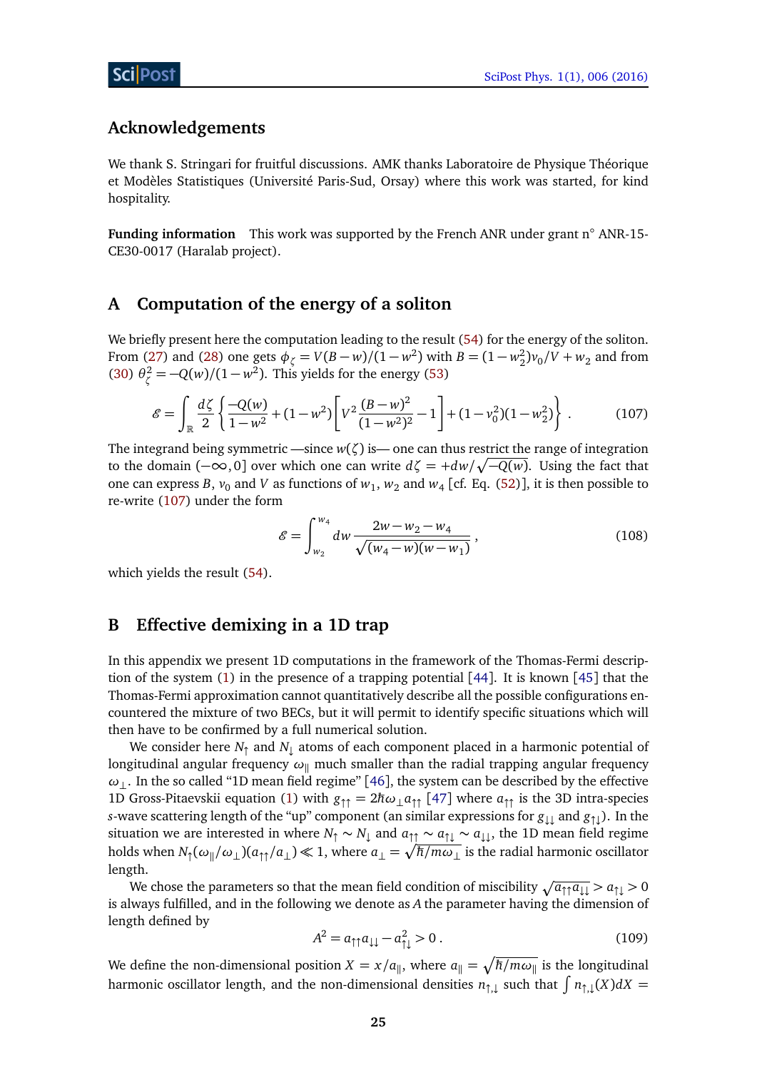## Acknowledgements

We thank S. Stringari for fruitful discussions. AMK thanks Laboratoire de Physique Théorique et Modèles Statistiques (Université Paris-Sud, Orsay) where this work was started, for kind hospitality.

**Funding information** This work was supported by the French ANR under grant n° ANR-15-CE30-0017 (Haralab project).

## A Computation of the energy of a soliton

We briefly present here the computation leading to the result (54) for the energy of the soliton. From (27) and (28) one gets $\phi_\zeta = V(B-w)/(1-w^2)$ with $B = (1-w_2^2)v_0/V + w_2$ and from (30) $\theta_\zeta^2 = -Q(w)/(1-w^2)$. This yields for the energy (53)

$$\mathscr{E} = \int_{\mathbb{R}} \frac{d\zeta}{2}\left\{\frac{-Q(w)}{1-w^2} + (1-w^2)\left[V^2\frac{(B-w)^2}{(1-w^2)^2} - 1\right] + (1-v_0^2)(1-w_2^2)\right\}. \tag{107}$$

The integrand being symmetric —since $w(\zeta)$ is— one can thus restrict the range of integration to the domain $(-\infty, 0]$ over which one can write $d\zeta = +dw/\sqrt{-Q(w)}$. Using the fact that one can express $B$, $v_0$ and $V$ as functions of $w_1$, $w_2$ and $w_4$ [cf. Eq. (52)], it is then possible to re-write (107) under the form

$$\mathscr{E} = \int_{w_2}^{w_4} dw \, \frac{2w - w_2 - w_4}{\sqrt{(w_4 - w)(w - w_1)}}, \tag{108}$$

which yields the result (54).

## B Effective demixing in a 1D trap

In this appendix we present 1D computations in the framework of the Thomas-Fermi description of the system (1) in the presence of a trapping potential [44]. It is known [45] that the Thomas-Fermi approximation cannot quantitatively describe all the possible configurations encountered the mixture of two BECs, but it will permit to identify specific situations which will then have to be confirmed by a full numerical solution.

We consider here $N_\uparrow$ and $N_\downarrow$ atoms of each component placed in a harmonic potential of longitudinal angular frequency $\omega_\parallel$ much smaller than the radial trapping angular frequency $\omega_\perp$. In the so called "1D mean field regime" [46], the system can be described by the effective 1D Gross-Pitaevskii equation (1) with $g_{\uparrow\uparrow} = 2\hbar\omega_\perp a_{\uparrow\uparrow}$ [47] where $a_{\uparrow\uparrow}$ is the 3D intra-species $s$-wave scattering length of the "up" component (an similar expressions for $g_{\downarrow\downarrow}$ and $g_{\uparrow\downarrow}$). In the situation we are interested in where $N_\uparrow \sim N_\downarrow$ and $a_{\uparrow\uparrow} \sim a_{\uparrow\downarrow} \sim a_{\downarrow\downarrow}$, the 1D mean field regime holds when $N_\uparrow(\omega_\parallel/\omega_\perp)(a_{\uparrow\uparrow}/a_\perp) \ll 1$, where $a_\perp = \sqrt{\hbar/m\omega_\perp}$ is the radial harmonic oscillator length.

We chose the parameters so that the mean field condition of miscibility $\sqrt{a_{\uparrow\uparrow}a_{\downarrow\downarrow}} > a_{\uparrow\downarrow} > 0$ is always fulfilled, and in the following we denote as $A$ the parameter having the dimension of length defined by

$$A^2 = a_{\uparrow\uparrow}a_{\downarrow\downarrow} - a_{\uparrow\downarrow}^2 > 0. \tag{109}$$

We define the non-dimensional position $X = x/a_\parallel$, where $a_\parallel = \sqrt{\hbar/m\omega_\parallel}$ is the longitudinal harmonic oscillator length, and the non-dimensional densities $n_{\uparrow,\downarrow}$ such that $\int n_{\uparrow,\downarrow}(X)dX =$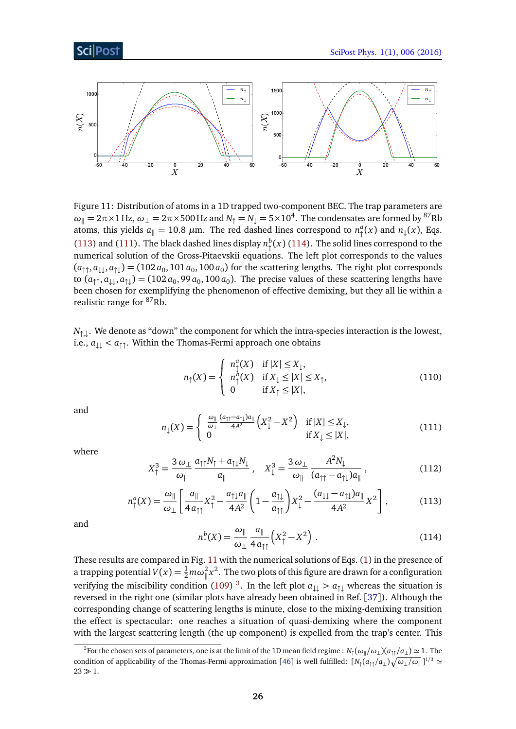Figure 11: Distribution of atoms in a 1D trapped two-component BEC. The trap parameters are $\omega_\parallel = 2\pi\times 1\,\text{Hz}$, $\omega_\perp = 2\pi\times 500\,\text{Hz}$ and $N_\uparrow = N_\downarrow = 5\times 10^4$. The condensates are formed by $^{87}$Rb atoms, this yields $a_\parallel = 10.8\ \mu$m. The red dashed lines correspond to $n_\uparrow^a(x)$ and $n_\downarrow(x)$, Eqs. (113) and (111). The black dashed lines display $n_\uparrow^b(x)$ (114). The solid lines correspond to the numerical solution of the Gross-Pitaevskii equations. The left plot corresponds to the values $(a_{\uparrow\uparrow}, a_{\downarrow\downarrow}, a_{\uparrow\downarrow}) = (102\,a_0, 101\,a_0, 100\,a_0)$ for the scattering lengths. The right plot corresponds to $(a_{\uparrow\uparrow}, a_{\downarrow\downarrow}, a_{\uparrow\downarrow}) = (102\,a_0, 99\,a_0, 100\,a_0)$. The precise values of these scattering lengths have been chosen for exemplifying the phenomenon of effective demixing, but they all lie within a realistic range for $^{87}$Rb.

$N_{\uparrow,\downarrow}$. We denote as "down" the component for which the intra-species interaction is the lowest, i.e., $a_{\downarrow\downarrow} < a_{\uparrow\uparrow}$. Within the Thomas-Fermi approach one obtains

$$n_\uparrow(X) = \begin{cases} n_\uparrow^a(X) & \text{if } |X| \le X_\downarrow, \\ n_\uparrow^b(X) & \text{if } X_\downarrow \le |X| \le X_\uparrow, \\ 0 & \text{if } X_\uparrow \le |X|, \end{cases} \tag{110}$$

and

$$n_\downarrow(X) = \begin{cases} \frac{\omega_\parallel}{\omega_\perp}\frac{(a_{\uparrow\uparrow}-a_{\uparrow\downarrow})a_\parallel}{4A^2}\left(X_\downarrow^2 - X^2\right) & \text{if } |X| \le X_\downarrow, \\ 0 & \text{if } X_\downarrow \le |X|, \end{cases} \tag{111}$$

where

$$X_\uparrow^3 = \frac{3\,\omega_\perp}{\omega_\parallel}\frac{a_{\uparrow\uparrow}N_\uparrow + a_{\uparrow\downarrow}N_\downarrow}{a_\parallel}\,, \quad X_\downarrow^3 = \frac{3\,\omega_\perp}{\omega_\parallel}\frac{A^2 N_\downarrow}{(a_{\uparrow\uparrow}-a_{\uparrow\downarrow})a_\parallel}\,, \tag{112}$$

$$n_\uparrow^a(X) = \frac{\omega_\parallel}{\omega_\perp}\left[\frac{a_\parallel}{4\,a_{\uparrow\uparrow}}X_\uparrow^2 - \frac{a_{\uparrow\downarrow}a_\parallel}{4A^2}\left(1-\frac{a_{\uparrow\downarrow}}{a_{\uparrow\uparrow}}\right)X_\downarrow^2 - \frac{(a_{\downarrow\downarrow}-a_{\uparrow\downarrow})a_\parallel}{4A^2}X^2\right], \tag{113}$$

and

$$n_\uparrow^b(X) = \frac{\omega_\parallel}{\omega_\perp}\frac{a_\parallel}{4\,a_{\uparrow\uparrow}}\left(X_\uparrow^2 - X^2\right). \tag{114}$$

These results are compared in Fig. 11 with the numerical solutions of Eqs. (1) in the presence of a trapping potential $V(x) = \frac{1}{2}m\omega_\parallel^2 x^2$. The two plots of this figure are drawn for a configuration verifying the miscibility condition (109) [3]. In the left plot $a_{\downarrow\downarrow} > a_{\uparrow\downarrow}$ whereas the situation is reversed in the right one (similar plots have already been obtained in Ref. [37]). Although the corresponding change of scattering lengths is minute, close to the mixing-demixing transition the effect is spectacular: one reaches a situation of quasi-demixing where the component with the largest scattering length (the up component) is expelled from the trap's center. This

[3] For the chosen sets of parameters, one is at the limit of the 1D mean field regime : $N_\uparrow(\omega_\parallel/\omega_\perp)(a_{\uparrow\uparrow}/a_\perp) \simeq 1$. The condition of applicability of the Thomas-Fermi approximation [46] is well fulfilled: $[N_\uparrow(a_{\uparrow\uparrow}/a_\perp)\sqrt{\omega_\perp/\omega_\parallel}\,]^{1/3} \simeq 23 \gg 1$.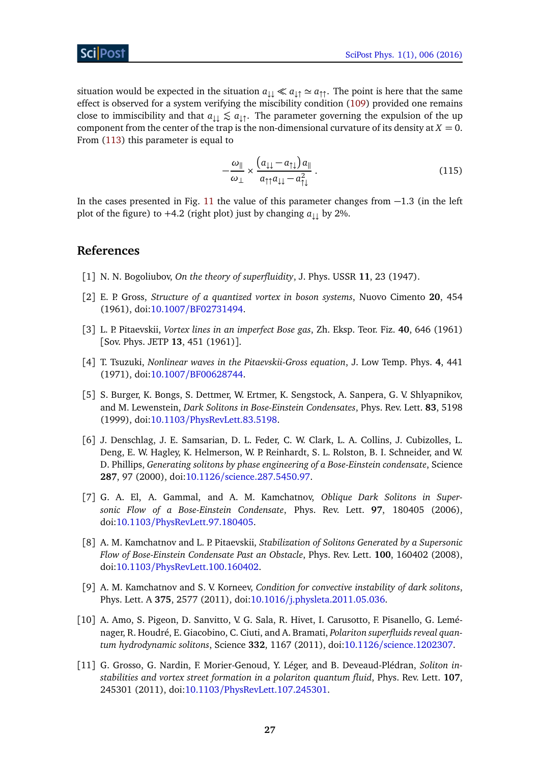situation would be expected in the situation $a_{\downarrow\downarrow} \ll a_{\downarrow\uparrow} \simeq a_{\uparrow\uparrow}$. The point is here that the same effect is observed for a system verifying the miscibility condition (109) provided one remains close to immiscibility and that $a_{\downarrow\downarrow} \lesssim a_{\downarrow\uparrow}$. The parameter governing the expulsion of the up component from the center of the trap is the non-dimensional curvature of its density at $X = 0$. From (113) this parameter is equal to

$$-\frac{\omega_{\parallel}}{\omega_{\perp}} \times \frac{(a_{\downarrow\downarrow} - a_{\uparrow\downarrow})\, a_{\parallel}}{a_{\uparrow\uparrow} a_{\downarrow\downarrow} - a_{\uparrow\downarrow}^2} . \tag{115}$$

In the cases presented in Fig. 11 the value of this parameter changes from $-1.3$ (in the left plot of the figure) to $+4.2$ (right plot) just by changing $a_{\downarrow\downarrow}$ by 2%.

## References

[1] N. N. Bogoliubov, *On the theory of superfluidity*, J. Phys. USSR **11**, 23 (1947).

[2] E. P. Gross, *Structure of a quantized vortex in boson systems*, Nuovo Cimento **20**, 454 (1961), doi:10.1007/BF02731494.

[3] L. P. Pitaevskii, *Vortex lines in an imperfect Bose gas*, Zh. Eksp. Teor. Fiz. **40**, 646 (1961) [Sov. Phys. JETP **13**, 451 (1961)].

[4] T. Tsuzuki, *Nonlinear waves in the Pitaevskii-Gross equation*, J. Low Temp. Phys. **4**, 441 (1971), doi:10.1007/BF00628744.

[5] S. Burger, K. Bongs, S. Dettmer, W. Ertmer, K. Sengstock, A. Sanpera, G. V. Shlyapnikov, and M. Lewenstein, *Dark Solitons in Bose-Einstein Condensates*, Phys. Rev. Lett. **83**, 5198 (1999), doi:10.1103/PhysRevLett.83.5198.

[6] J. Denschlag, J. E. Samsarian, D. L. Feder, C. W. Clark, L. A. Collins, J. Cubizolles, L. Deng, E. W. Hagley, K. Helmerson, W. P. Reinhardt, S. L. Rolston, B. I. Schneider, and W. D. Phillips, *Generating solitons by phase engineering of a Bose-Einstein condensate*, Science **287**, 97 (2000), doi:10.1126/science.287.5450.97.

[7] G. A. El, A. Gammal, and A. M. Kamchatnov, *Oblique Dark Solitons in Supersonic Flow of a Bose-Einstein Condensate*, Phys. Rev. Lett. **97**, 180405 (2006), doi:10.1103/PhysRevLett.97.180405.

[8] A. M. Kamchatnov and L. P. Pitaevskii, *Stabilization of Solitons Generated by a Supersonic Flow of Bose-Einstein Condensate Past an Obstacle*, Phys. Rev. Lett. **100**, 160402 (2008), doi:10.1103/PhysRevLett.100.160402.

[9] A. M. Kamchatnov and S. V. Korneev, *Condition for convective instability of dark solitons*, Phys. Lett. A **375**, 2577 (2011), doi:10.1016/j.physleta.2011.05.036.

[10] A. Amo, S. Pigeon, D. Sanvitto, V. G. Sala, R. Hivet, I. Carusotto, F. Pisanello, G. Leménager, R. Houdré, E. Giacobino, C. Ciuti, and A. Bramati, *Polariton superfluids reveal quantum hydrodynamic solitons*, Science **332**, 1167 (2011), doi:10.1126/science.1202307.

[11] G. Grosso, G. Nardin, F. Morier-Genoud, Y. Léger, and B. Deveaud-Plédran, *Soliton instabilities and vortex street formation in a polariton quantum fluid*, Phys. Rev. Lett. **107**, 245301 (2011), doi:10.1103/PhysRevLett.107.245301.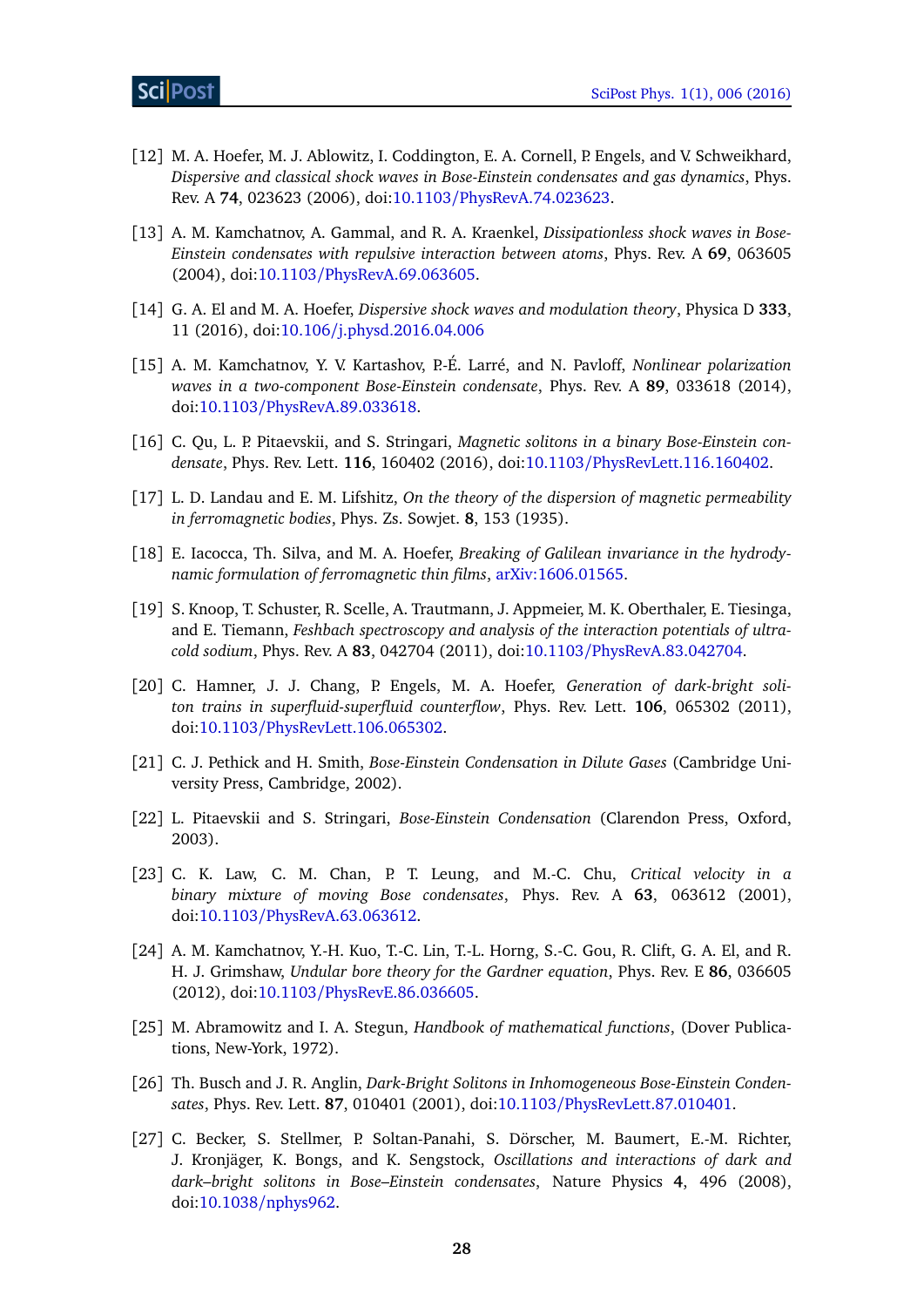[12] M. A. Hoefer, M. J. Ablowitz, I. Coddington, E. A. Cornell, P. Engels, and V. Schweikhard, *Dispersive and classical shock waves in Bose-Einstein condensates and gas dynamics*, Phys. Rev. A **74**, 023623 (2006), doi:10.1103/PhysRevA.74.023623.

[13] A. M. Kamchatnov, A. Gammal, and R. A. Kraenkel, *Dissipationless shock waves in Bose-Einstein condensates with repulsive interaction between atoms*, Phys. Rev. A **69**, 063605 (2004), doi:10.1103/PhysRevA.69.063605.

[14] G. A. El and M. A. Hoefer, *Dispersive shock waves and modulation theory*, Physica D **333**, 11 (2016), doi:10.106/j.physd.2016.04.006

[15] A. M. Kamchatnov, Y. V. Kartashov, P.-É. Larré, and N. Pavloff, *Nonlinear polarization waves in a two-component Bose-Einstein condensate*, Phys. Rev. A **89**, 033618 (2014), doi:10.1103/PhysRevA.89.033618.

[16] C. Qu, L. P. Pitaevskii, and S. Stringari, *Magnetic solitons in a binary Bose-Einstein condensate*, Phys. Rev. Lett. **116**, 160402 (2016), doi:10.1103/PhysRevLett.116.160402.

[17] L. D. Landau and E. M. Lifshitz, *On the theory of the dispersion of magnetic permeability in ferromagnetic bodies*, Phys. Zs. Sowjet. **8**, 153 (1935).

[18] E. Iacocca, Th. Silva, and M. A. Hoefer, *Breaking of Galilean invariance in the hydrodynamic formulation of ferromagnetic thin films*, arXiv:1606.01565.

[19] S. Knoop, T. Schuster, R. Scelle, A. Trautmann, J. Appmeier, M. K. Oberthaler, E. Tiesinga, and E. Tiemann, *Feshbach spectroscopy and analysis of the interaction potentials of ultracold sodium*, Phys. Rev. A **83**, 042704 (2011), doi:10.1103/PhysRevA.83.042704.

[20] C. Hamner, J. J. Chang, P. Engels, M. A. Hoefer, *Generation of dark-bright soliton trains in superfluid-superfluid counterflow*, Phys. Rev. Lett. **106**, 065302 (2011), doi:10.1103/PhysRevLett.106.065302.

[21] C. J. Pethick and H. Smith, *Bose-Einstein Condensation in Dilute Gases* (Cambridge University Press, Cambridge, 2002).

[22] L. Pitaevskii and S. Stringari, *Bose-Einstein Condensation* (Clarendon Press, Oxford, 2003).

[23] C. K. Law, C. M. Chan, P. T. Leung, and M.-C. Chu, *Critical velocity in a binary mixture of moving Bose condensates*, Phys. Rev. A **63**, 063612 (2001), doi:10.1103/PhysRevA.63.063612.

[24] A. M. Kamchatnov, Y.-H. Kuo, T.-C. Lin, T.-L. Horng, S.-C. Gou, R. Clift, G. A. El, and R. H. J. Grimshaw, *Undular bore theory for the Gardner equation*, Phys. Rev. E **86**, 036605 (2012), doi:10.1103/PhysRevE.86.036605.

[25] M. Abramowitz and I. A. Stegun, *Handbook of mathematical functions*, (Dover Publications, New-York, 1972).

[26] Th. Busch and J. R. Anglin, *Dark-Bright Solitons in Inhomogeneous Bose-Einstein Condensates*, Phys. Rev. Lett. **87**, 010401 (2001), doi:10.1103/PhysRevLett.87.010401.

[27] C. Becker, S. Stellmer, P. Soltan-Panahi, S. Dörscher, M. Baumert, E.-M. Richter, J. Kronjäger, K. Bongs, and K. Sengstock, *Oscillations and interactions of dark and dark–bright solitons in Bose–Einstein condensates*, Nature Physics **4**, 496 (2008), doi:10.1038/nphys962.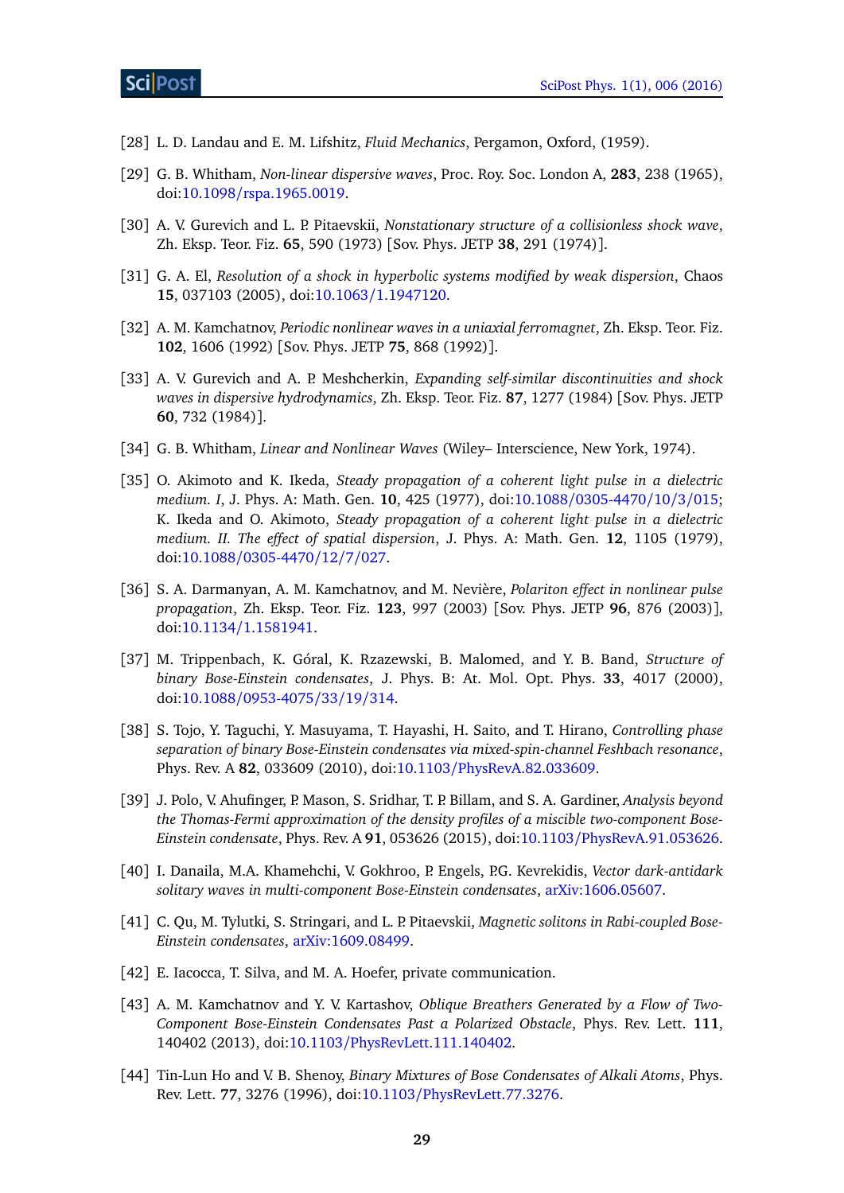[28] L. D. Landau and E. M. Lifshitz, *Fluid Mechanics*, Pergamon, Oxford, (1959).

[29] G. B. Whitham, *Non-linear dispersive waves*, Proc. Roy. Soc. London A, **283**, 238 (1965), doi:10.1098/rspa.1965.0019.

[30] A. V. Gurevich and L. P. Pitaevskii, *Nonstationary structure of a collisionless shock wave*, Zh. Eksp. Teor. Fiz. **65**, 590 (1973) [Sov. Phys. JETP **38**, 291 (1974)].

[31] G. A. El, *Resolution of a shock in hyperbolic systems modified by weak dispersion*, Chaos **15**, 037103 (2005), doi:10.1063/1.1947120.

[32] A. M. Kamchatnov, *Periodic nonlinear waves in a uniaxial ferromagnet*, Zh. Eksp. Teor. Fiz. **102**, 1606 (1992) [Sov. Phys. JETP **75**, 868 (1992)].

[33] A. V. Gurevich and A. P. Meshcherkin, *Expanding self-similar discontinuities and shock waves in dispersive hydrodynamics*, Zh. Eksp. Teor. Fiz. **87**, 1277 (1984) [Sov. Phys. JETP **60**, 732 (1984)].

[34] G. B. Whitham, *Linear and Nonlinear Waves* (Wiley– Interscience, New York, 1974).

[35] O. Akimoto and K. Ikeda, *Steady propagation of a coherent light pulse in a dielectric medium. I*, J. Phys. A: Math. Gen. **10**, 425 (1977), doi:10.1088/0305-4470/10/3/015; K. Ikeda and O. Akimoto, *Steady propagation of a coherent light pulse in a dielectric medium. II. The effect of spatial dispersion*, J. Phys. A: Math. Gen. **12**, 1105 (1979), doi:10.1088/0305-4470/12/7/027.

[36] S. A. Darmanyan, A. M. Kamchatnov, and M. Nevière, *Polariton effect in nonlinear pulse propagation*, Zh. Eksp. Teor. Fiz. **123**, 997 (2003) [Sov. Phys. JETP **96**, 876 (2003)], doi:10.1134/1.1581941.

[37] M. Trippenbach, K. Góral, K. Rzazewski, B. Malomed, and Y. B. Band, *Structure of binary Bose-Einstein condensates*, J. Phys. B: At. Mol. Opt. Phys. **33**, 4017 (2000), doi:10.1088/0953-4075/33/19/314.

[38] S. Tojo, Y. Taguchi, Y. Masuyama, T. Hayashi, H. Saito, and T. Hirano, *Controlling phase separation of binary Bose-Einstein condensates via mixed-spin-channel Feshbach resonance*, Phys. Rev. A **82**, 033609 (2010), doi:10.1103/PhysRevA.82.033609.

[39] J. Polo, V. Ahufinger, P. Mason, S. Sridhar, T. P. Billam, and S. A. Gardiner, *Analysis beyond the Thomas-Fermi approximation of the density profiles of a miscible two-component Bose-Einstein condensate*, Phys. Rev. A **91**, 053626 (2015), doi:10.1103/PhysRevA.91.053626.

[40] I. Danaila, M.A. Khamehchi, V. Gokhroo, P. Engels, P.G. Kevrekidis, *Vector dark-antidark solitary waves in multi-component Bose-Einstein condensates*, arXiv:1606.05607.

[41] C. Qu, M. Tylutki, S. Stringari, and L. P. Pitaevskii, *Magnetic solitons in Rabi-coupled Bose-Einstein condensates*, arXiv:1609.08499.

[42] E. Iacocca, T. Silva, and M. A. Hoefer, private communication.

[43] A. M. Kamchatnov and Y. V. Kartashov, *Oblique Breathers Generated by a Flow of Two-Component Bose-Einstein Condensates Past a Polarized Obstacle*, Phys. Rev. Lett. **111**, 140402 (2013), doi:10.1103/PhysRevLett.111.140402.

[44] Tin-Lun Ho and V. B. Shenoy, *Binary Mixtures of Bose Condensates of Alkali Atoms*, Phys. Rev. Lett. **77**, 3276 (1996), doi:10.1103/PhysRevLett.77.3276.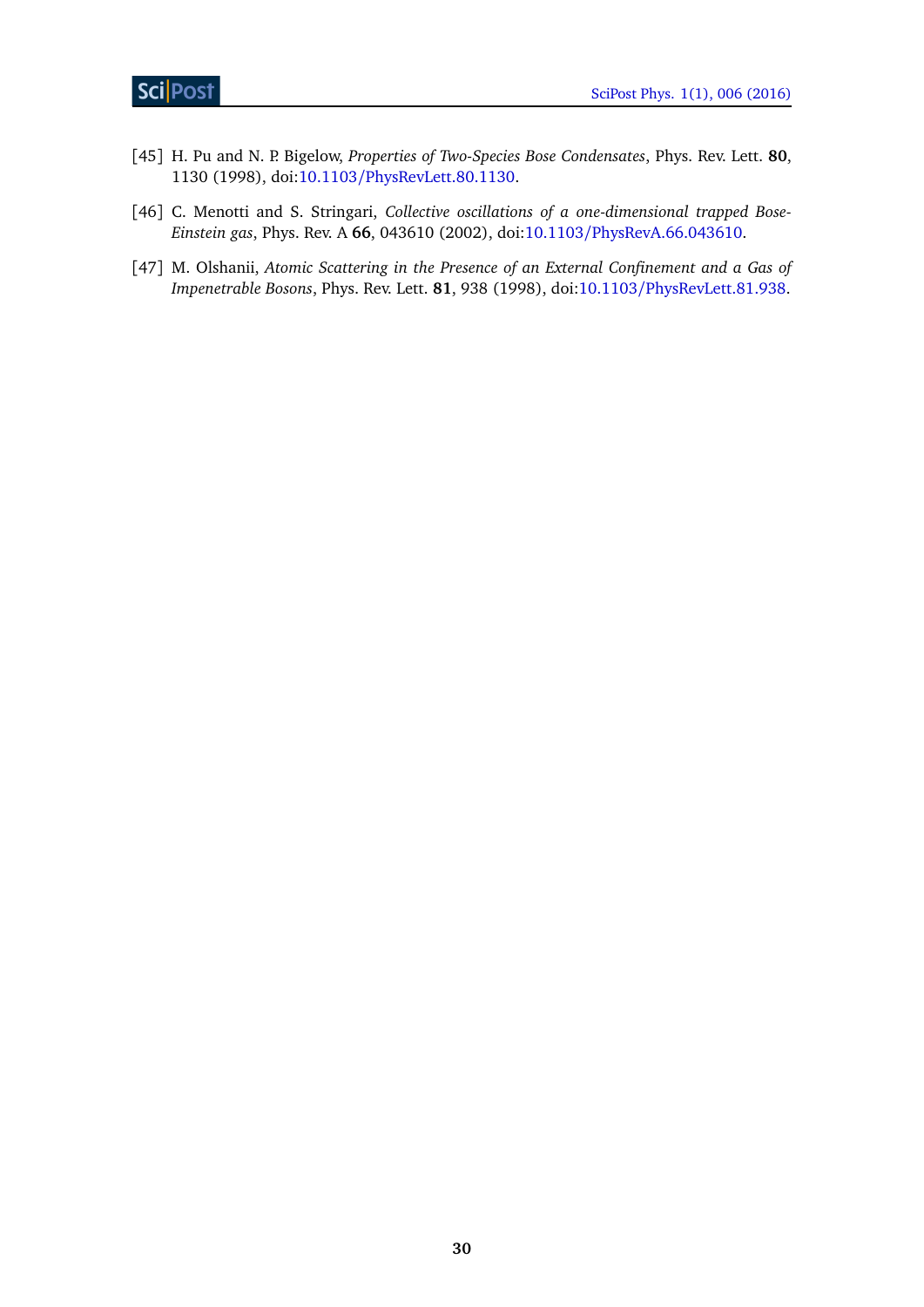[45] H. Pu and N. P. Bigelow, *Properties of Two-Species Bose Condensates*, Phys. Rev. Lett. **80**, 1130 (1998), doi:10.1103/PhysRevLett.80.1130.

[46] C. Menotti and S. Stringari, *Collective oscillations of a one-dimensional trapped Bose-Einstein gas*, Phys. Rev. A **66**, 043610 (2002), doi:10.1103/PhysRevA.66.043610.

[47] M. Olshanii, *Atomic Scattering in the Presence of an External Confinement and a Gas of Impenetrable Bosons*, Phys. Rev. Lett. **81**, 938 (1998), doi:10.1103/PhysRevLett.81.938.